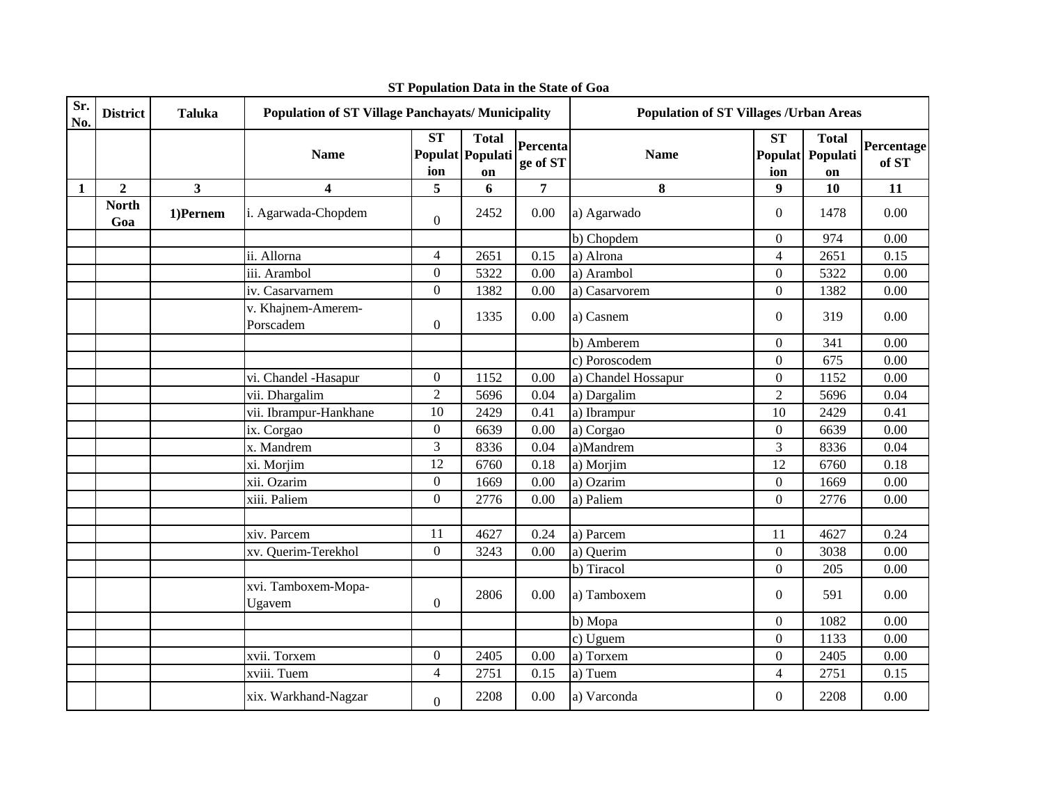**ST Population Data in the State of Goa**

| Sr. No. | District | Taluka | Population of ST Village Panchayats/ Municipality | | | | Population of ST Villages /Urban Areas | | | |
|---|---|---|---|---|---|---|---|---|---|---|
| | | | Name | ST Population | Total Population | Percentage of ST | Name | ST Population | Total Population | Percentage of ST |
| 1 | 2 | 3 | 4 | 5 | 6 | 7 | 8 | 9 | 10 | 11 |
| | North Goa | 1)Pernem | i. Agarwada-Chopdem | 0 | 2452 | 0.00 | a) Agarwado | 0 | 1478 | 0.00 |
| | | | | | | | b) Chopdem | 0 | 974 | 0.00 |
| | | | ii. Allorna | 4 | 2651 | 0.15 | a) Alrona | 4 | 2651 | 0.15 |
| | | | iii. Arambol | 0 | 5322 | 0.00 | a) Arambol | 0 | 5322 | 0.00 |
| | | | iv. Casarvarnem | 0 | 1382 | 0.00 | a) Casarvorem | 0 | 1382 | 0.00 |
| | | | v. Khajnem-Amerem-Porscadem | 0 | 1335 | 0.00 | a) Casnem | 0 | 319 | 0.00 |
| | | | | | | | b) Amberem | 0 | 341 | 0.00 |
| | | | | | | | c) Poroscodem | 0 | 675 | 0.00 |
| | | | vi. Chandel -Hasapur | 0 | 1152 | 0.00 | a) Chandel Hossapur | 0 | 1152 | 0.00 |
| | | | vii. Dhargalim | 2 | 5696 | 0.04 | a) Dargalim | 2 | 5696 | 0.04 |
| | | | vii. Ibrampur-Hankhane | 10 | 2429 | 0.41 | a) Ibrampur | 10 | 2429 | 0.41 |
| | | | ix. Corgao | 0 | 6639 | 0.00 | a) Corgao | 0 | 6639 | 0.00 |
| | | | x. Mandrem | 3 | 8336 | 0.04 | a)Mandrem | 3 | 8336 | 0.04 |
| | | | xi. Morjim | 12 | 6760 | 0.18 | a) Morjim | 12 | 6760 | 0.18 |
| | | | xii. Ozarim | 0 | 1669 | 0.00 | a) Ozarim | 0 | 1669 | 0.00 |
| | | | xiii. Paliem | 0 | 2776 | 0.00 | a) Paliem | 0 | 2776 | 0.00 |
| | | | | | | | | | | |
| | | | xiv. Parcem | 11 | 4627 | 0.24 | a) Parcem | 11 | 4627 | 0.24 |
| | | | xv. Querim-Terekhol | 0 | 3243 | 0.00 | a) Querim | 0 | 3038 | 0.00 |
| | | | | | | | b) Tiracol | 0 | 205 | 0.00 |
| | | | xvi. Tamboxem-Mopa-Ugavem | 0 | 2806 | 0.00 | a) Tamboxem | 0 | 591 | 0.00 |
| | | | | | | | b) Mopa | 0 | 1082 | 0.00 |
| | | | | | | | c) Uguem | 0 | 1133 | 0.00 |
| | | | xvii. Torxem | 0 | 2405 | 0.00 | a) Torxem | 0 | 2405 | 0.00 |
| | | | xviii. Tuem | 4 | 2751 | 0.15 | a) Tuem | 4 | 2751 | 0.15 |
| | | | xix. Warkhand-Nagzar | 0 | 2208 | 0.00 | a) Varconda | 0 | 2208 | 0.00 |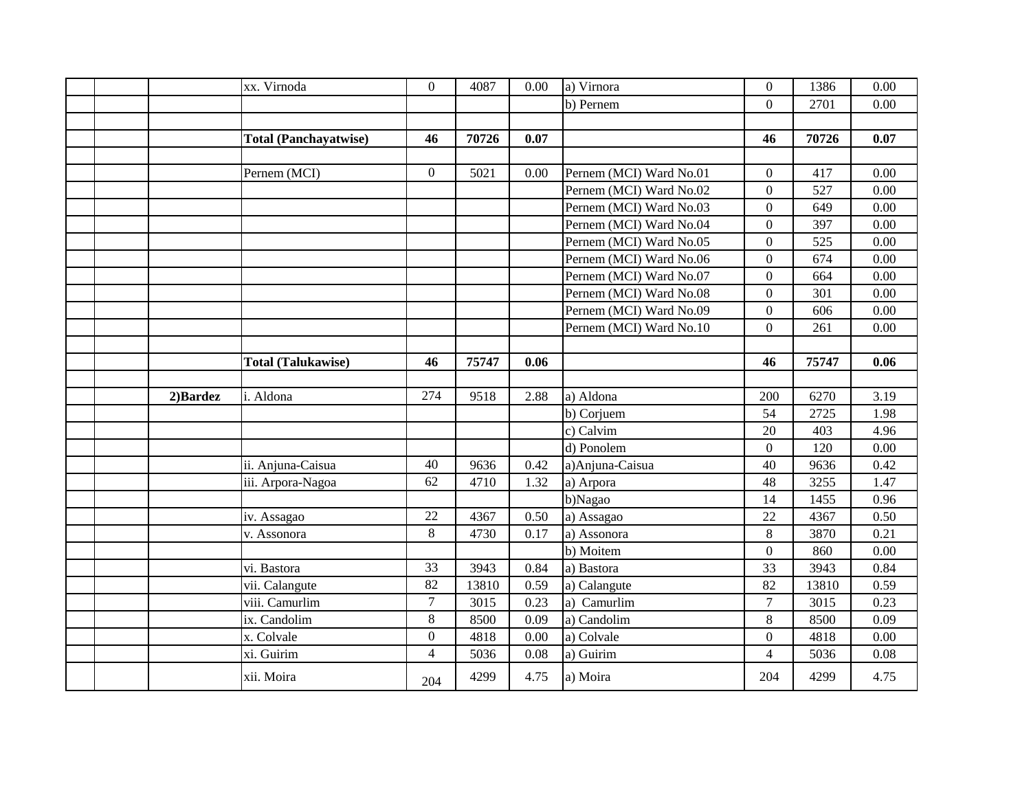| | | | | | | | | | | |
|---|---|---|---|---|---|---|---|---|---|---|
| | | | xx. Virnoda | 0 | 4087 | 0.00 | a) Virnora | 0 | 1386 | 0.00 |
| | | | | | | | b) Pernem | 0 | 2701 | 0.00 |
| | | | | | | | | | | |
| | | | **Total (Panchayatwise)** | **46** | **70726** | **0.07** | | **46** | **70726** | **0.07** |
| | | | | | | | | | | |
| | | | Pernem (MCI) | 0 | 5021 | 0.00 | Pernem (MCI) Ward No.01 | 0 | 417 | 0.00 |
| | | | | | | | Pernem (MCI) Ward No.02 | 0 | 527 | 0.00 |
| | | | | | | | Pernem (MCI) Ward No.03 | 0 | 649 | 0.00 |
| | | | | | | | Pernem (MCI) Ward No.04 | 0 | 397 | 0.00 |
| | | | | | | | Pernem (MCI) Ward No.05 | 0 | 525 | 0.00 |
| | | | | | | | Pernem (MCI) Ward No.06 | 0 | 674 | 0.00 |
| | | | | | | | Pernem (MCI) Ward No.07 | 0 | 664 | 0.00 |
| | | | | | | | Pernem (MCI) Ward No.08 | 0 | 301 | 0.00 |
| | | | | | | | Pernem (MCI) Ward No.09 | 0 | 606 | 0.00 |
| | | | | | | | Pernem (MCI) Ward No.10 | 0 | 261 | 0.00 |
| | | | | | | | | | | |
| | | | **Total (Talukawise)** | **46** | **75747** | **0.06** | | **46** | **75747** | **0.06** |
| | | | | | | | | | | |
| | | **2)Bardez** | i. Aldona | 274 | 9518 | 2.88 | a) Aldona | 200 | 6270 | 3.19 |
| | | | | | | | b) Corjuem | 54 | 2725 | 1.98 |
| | | | | | | | c) Calvim | 20 | 403 | 4.96 |
| | | | | | | | d) Ponolem | 0 | 120 | 0.00 |
| | | | ii. Anjuna-Caisua | 40 | 9636 | 0.42 | a)Anjuna-Caisua | 40 | 9636 | 0.42 |
| | | | iii. Arpora-Nagoa | 62 | 4710 | 1.32 | a) Arpora | 48 | 3255 | 1.47 |
| | | | | | | | b)Nagao | 14 | 1455 | 0.96 |
| | | | iv. Assagao | 22 | 4367 | 0.50 | a) Assagao | 22 | 4367 | 0.50 |
| | | | v. Assonora | 8 | 4730 | 0.17 | a) Assonora | 8 | 3870 | 0.21 |
| | | | | | | | b) Moitem | 0 | 860 | 0.00 |
| | | | vi. Bastora | 33 | 3943 | 0.84 | a) Bastora | 33 | 3943 | 0.84 |
| | | | vii. Calangute | 82 | 13810 | 0.59 | a) Calangute | 82 | 13810 | 0.59 |
| | | | viii. Camurlim | 7 | 3015 | 0.23 | a) Camurlim | 7 | 3015 | 0.23 |
| | | | ix. Candolim | 8 | 8500 | 0.09 | a) Candolim | 8 | 8500 | 0.09 |
| | | | x. Colvale | 0 | 4818 | 0.00 | a) Colvale | 0 | 4818 | 0.00 |
| | | | xi. Guirim | 4 | 5036 | 0.08 | a) Guirim | 4 | 5036 | 0.08 |
| | | | xii. Moira | 204 | 4299 | 4.75 | a) Moira | 204 | 4299 | 4.75 |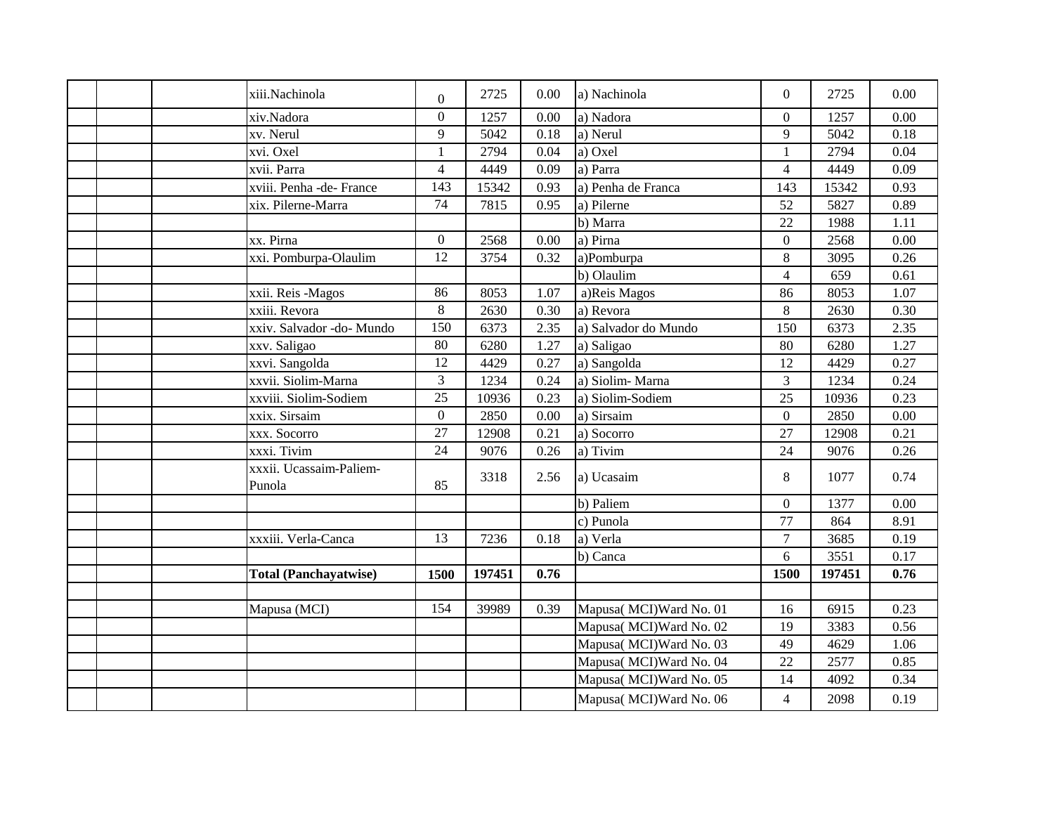| | | | | | | | | | |
|---|---|---|---|---|---|---|---|---|---|
| | | | xiii.Nachinola | 0 | 2725 | 0.00 | a) Nachinola | 0 | 2725 | 0.00 |
| | | | xiv.Nadora | 0 | 1257 | 0.00 | a) Nadora | 0 | 1257 | 0.00 |
| | | | xv. Nerul | 9 | 5042 | 0.18 | a) Nerul | 9 | 5042 | 0.18 |
| | | | xvi. Oxel | 1 | 2794 | 0.04 | a) Oxel | 1 | 2794 | 0.04 |
| | | | xvii. Parra | 4 | 4449 | 0.09 | a) Parra | 4 | 4449 | 0.09 |
| | | | xviii. Penha -de- France | 143 | 15342 | 0.93 | a) Penha de Franca | 143 | 15342 | 0.93 |
| | | | xix. Pilerne-Marra | 74 | 7815 | 0.95 | a) Pilerne | 52 | 5827 | 0.89 |
| | | | | | | | b) Marra | 22 | 1988 | 1.11 |
| | | | xx. Pirna | 0 | 2568 | 0.00 | a) Pirna | 0 | 2568 | 0.00 |
| | | | xxi. Pomburpa-Olaulim | 12 | 3754 | 0.32 | a)Pomburpa | 8 | 3095 | 0.26 |
| | | | | | | | b) Olaulim | 4 | 659 | 0.61 |
| | | | xxii. Reis -Magos | 86 | 8053 | 1.07 | a)Reis Magos | 86 | 8053 | 1.07 |
| | | | xxiii. Revora | 8 | 2630 | 0.30 | a) Revora | 8 | 2630 | 0.30 |
| | | | xxiv. Salvador -do- Mundo | 150 | 6373 | 2.35 | a) Salvador do Mundo | 150 | 6373 | 2.35 |
| | | | xxv. Saligao | 80 | 6280 | 1.27 | a) Saligao | 80 | 6280 | 1.27 |
| | | | xxvi. Sangolda | 12 | 4429 | 0.27 | a) Sangolda | 12 | 4429 | 0.27 |
| | | | xxvii. Siolim-Marna | 3 | 1234 | 0.24 | a) Siolim- Marna | 3 | 1234 | 0.24 |
| | | | xxviii. Siolim-Sodiem | 25 | 10936 | 0.23 | a) Siolim-Sodiem | 25 | 10936 | 0.23 |
| | | | xxix. Sirsaim | 0 | 2850 | 0.00 | a) Sirsaim | 0 | 2850 | 0.00 |
| | | | xxx. Socorro | 27 | 12908 | 0.21 | a) Socorro | 27 | 12908 | 0.21 |
| | | | xxxi. Tivim | 24 | 9076 | 0.26 | a) Tivim | 24 | 9076 | 0.26 |
| | | | xxxii. Ucassaim-Paliem-Punola | 85 | 3318 | 2.56 | a) Ucasaim | 8 | 1077 | 0.74 |
| | | | | | | | b) Paliem | 0 | 1377 | 0.00 |
| | | | | | | | c) Punola | 77 | 864 | 8.91 |
| | | | xxxiii. Verla-Canca | 13 | 7236 | 0.18 | a) Verla | 7 | 3685 | 0.19 |
| | | | | | | | b) Canca | 6 | 3551 | 0.17 |
| | | | **Total (Panchayatwise)** | **1500** | **197451** | **0.76** | | **1500** | **197451** | **0.76** |
| | | | | | | | | | | |
| | | | Mapusa (MCI) | 154 | 39989 | 0.39 | Mapusa( MCI)Ward No. 01 | 16 | 6915 | 0.23 |
| | | | | | | | Mapusa( MCI)Ward No. 02 | 19 | 3383 | 0.56 |
| | | | | | | | Mapusa( MCI)Ward No. 03 | 49 | 4629 | 1.06 |
| | | | | | | | Mapusa( MCI)Ward No. 04 | 22 | 2577 | 0.85 |
| | | | | | | | Mapusa( MCI)Ward No. 05 | 14 | 4092 | 0.34 |
| | | | | | | | Mapusa( MCI)Ward No. 06 | 4 | 2098 | 0.19 |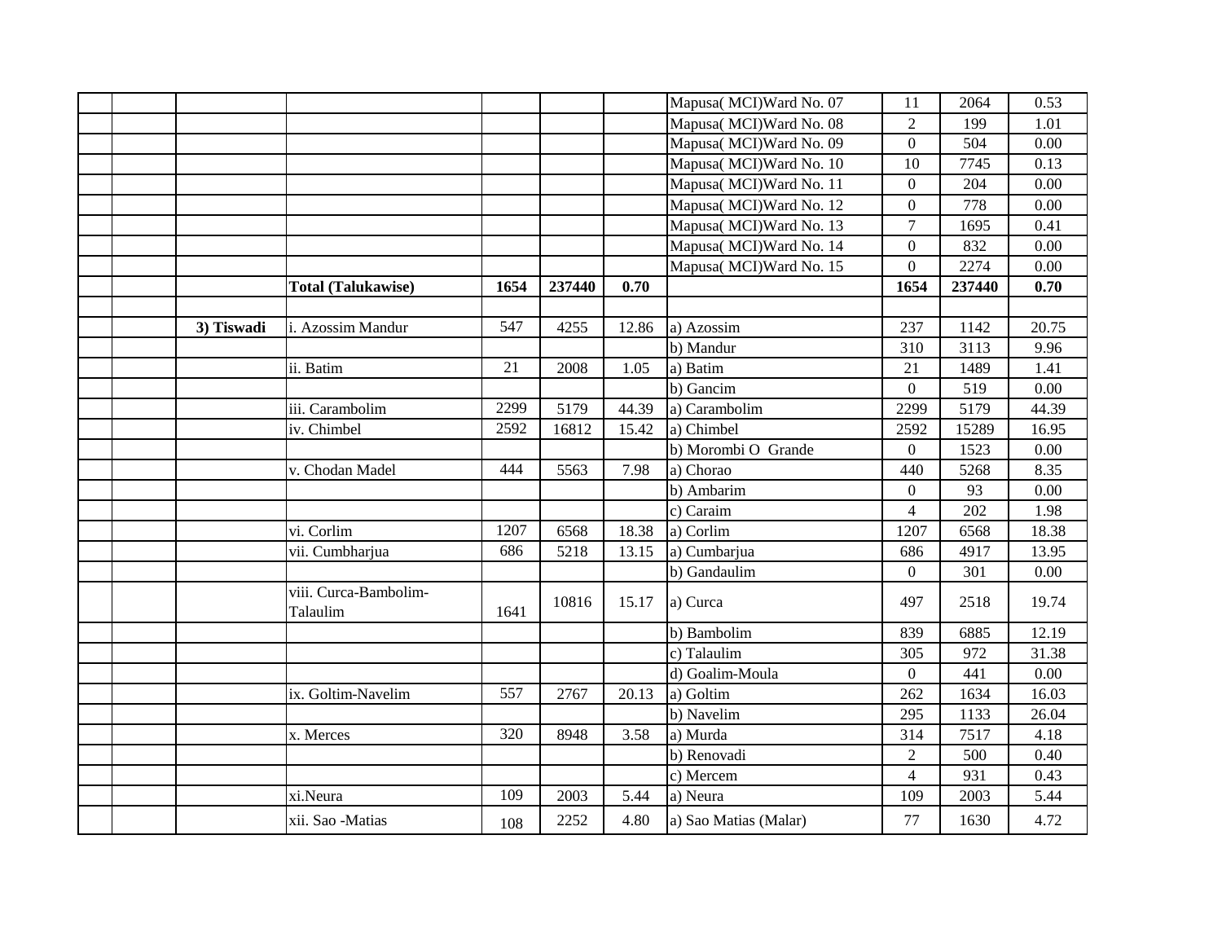| | | | | | | | | | | |
|---|---|---|---|---|---|---|---|---|---|---|
| | | | | | | | Mapusa( MCI)Ward No. 07 | 11 | 2064 | 0.53 |
| | | | | | | | Mapusa( MCI)Ward No. 08 | 2 | 199 | 1.01 |
| | | | | | | | Mapusa( MCI)Ward No. 09 | 0 | 504 | 0.00 |
| | | | | | | | Mapusa( MCI)Ward No. 10 | 10 | 7745 | 0.13 |
| | | | | | | | Mapusa( MCI)Ward No. 11 | 0 | 204 | 0.00 |
| | | | | | | | Mapusa( MCI)Ward No. 12 | 0 | 778 | 0.00 |
| | | | | | | | Mapusa( MCI)Ward No. 13 | 7 | 1695 | 0.41 |
| | | | | | | | Mapusa( MCI)Ward No. 14 | 0 | 832 | 0.00 |
| | | | | | | | Mapusa( MCI)Ward No. 15 | 0 | 2274 | 0.00 |
| | | | **Total (Talukawise)** | **1654** | **237440** | **0.70** | | **1654** | **237440** | **0.70** |
| | | | | | | | | | | |
| | | **3) Tiswadi** | i. Azossim Mandur | 547 | 4255 | 12.86 | a) Azossim | 237 | 1142 | 20.75 |
| | | | | | | | b) Mandur | 310 | 3113 | 9.96 |
| | | | ii. Batim | 21 | 2008 | 1.05 | a) Batim | 21 | 1489 | 1.41 |
| | | | | | | | b) Gancim | 0 | 519 | 0.00 |
| | | | iii. Carambolim | 2299 | 5179 | 44.39 | a) Carambolim | 2299 | 5179 | 44.39 |
| | | | iv. Chimbel | 2592 | 16812 | 15.42 | a) Chimbel | 2592 | 15289 | 16.95 |
| | | | | | | | b) Morombi O Grande | 0 | 1523 | 0.00 |
| | | | v. Chodan Madel | 444 | 5563 | 7.98 | a) Chorao | 440 | 5268 | 8.35 |
| | | | | | | | b) Ambarim | 0 | 93 | 0.00 |
| | | | | | | | c) Caraim | 4 | 202 | 1.98 |
| | | | vi. Corlim | 1207 | 6568 | 18.38 | a) Corlim | 1207 | 6568 | 18.38 |
| | | | vii. Cumbharjua | 686 | 5218 | 13.15 | a) Cumbarjua | 686 | 4917 | 13.95 |
| | | | | | | | b) Gandaulim | 0 | 301 | 0.00 |
| | | | viii. Curca-Bambolim-Talaulim | 1641 | 10816 | 15.17 | a) Curca | 497 | 2518 | 19.74 |
| | | | | | | | b) Bambolim | 839 | 6885 | 12.19 |
| | | | | | | | c) Talaulim | 305 | 972 | 31.38 |
| | | | | | | | d) Goalim-Moula | 0 | 441 | 0.00 |
| | | | ix. Goltim-Navelim | 557 | 2767 | 20.13 | a) Goltim | 262 | 1634 | 16.03 |
| | | | | | | | b) Navelim | 295 | 1133 | 26.04 |
| | | | x. Merces | 320 | 8948 | 3.58 | a) Murda | 314 | 7517 | 4.18 |
| | | | | | | | b) Renovadi | 2 | 500 | 0.40 |
| | | | | | | | c) Mercem | 4 | 931 | 0.43 |
| | | | xi.Neura | 109 | 2003 | 5.44 | a) Neura | 109 | 2003 | 5.44 |
| | | | xii. Sao -Matias | 108 | 2252 | 4.80 | a) Sao Matias (Malar) | 77 | 1630 | 4.72 |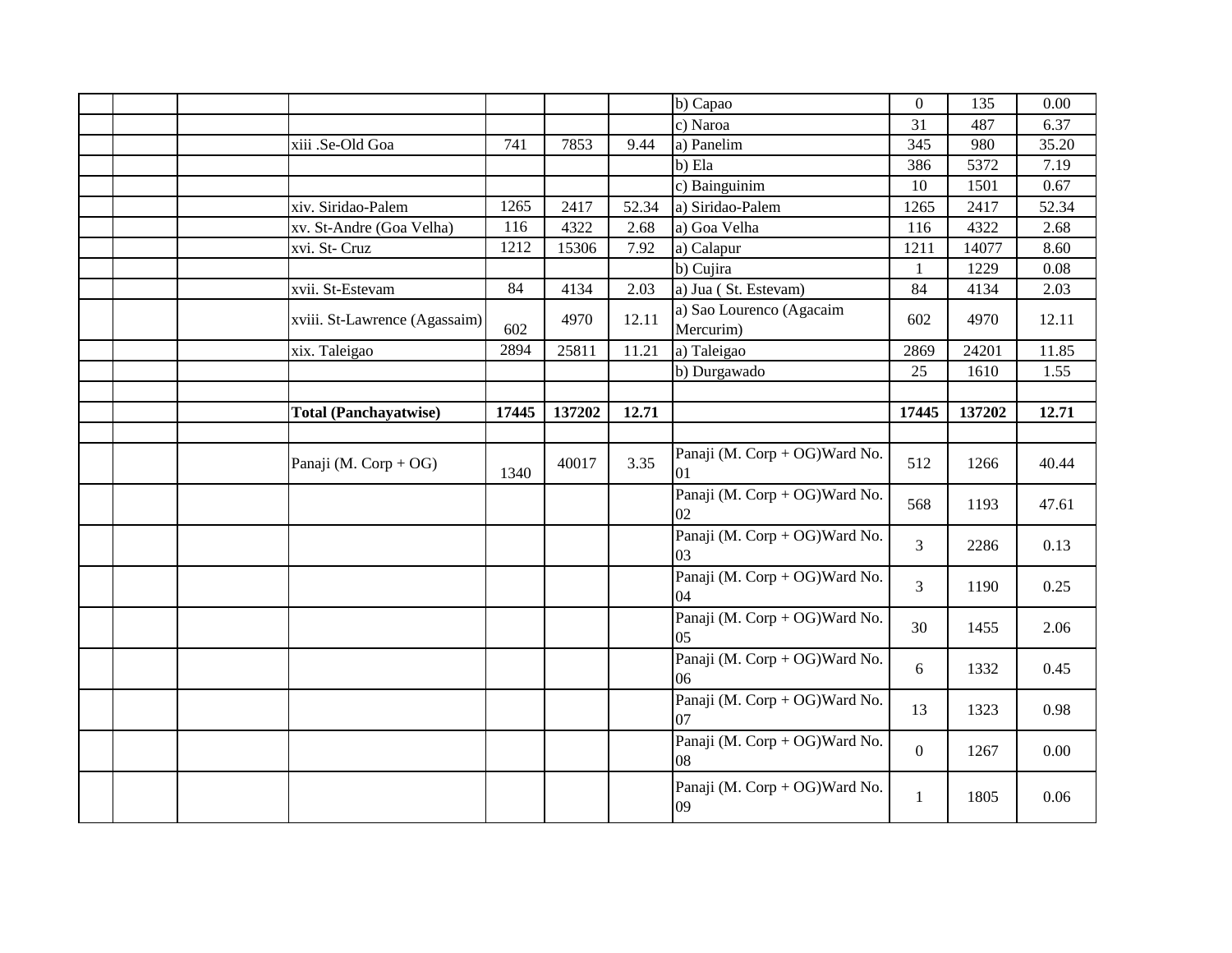| | | | | | | | | | | |
|---|---|---|---|---|---|---|---|---|---|---|
| | | | | | | | b) Capao | 0 | 135 | 0.00 |
| | | | | | | | c) Naroa | 31 | 487 | 6.37 |
| | | | xiii .Se-Old Goa | 741 | 7853 | 9.44 | a) Panelim | 345 | 980 | 35.20 |
| | | | | | | | b) Ela | 386 | 5372 | 7.19 |
| | | | | | | | c) Bainguinim | 10 | 1501 | 0.67 |
| | | | xiv. Siridao-Palem | 1265 | 2417 | 52.34 | a) Siridao-Palem | 1265 | 2417 | 52.34 |
| | | | xv. St-Andre (Goa Velha) | 116 | 4322 | 2.68 | a) Goa Velha | 116 | 4322 | 2.68 |
| | | | xvi. St- Cruz | 1212 | 15306 | 7.92 | a) Calapur | 1211 | 14077 | 8.60 |
| | | | | | | | b) Cujira | 1 | 1229 | 0.08 |
| | | | xvii. St-Estevam | 84 | 4134 | 2.03 | a) Jua ( St. Estevam) | 84 | 4134 | 2.03 |
| | | | xviii. St-Lawrence (Agassaim) | 602 | 4970 | 12.11 | a) Sao Lourenco (Agacaim Mercurim) | 602 | 4970 | 12.11 |
| | | | xix. Taleigao | 2894 | 25811 | 11.21 | a) Taleigao | 2869 | 24201 | 11.85 |
| | | | | | | | b) Durgawado | 25 | 1610 | 1.55 |
| | | | | | | | | | | |
| | | | **Total (Panchayatwise)** | **17445** | **137202** | **12.71** | | **17445** | **137202** | **12.71** |
| | | | | | | | | | | |
| | | | Panaji (M. Corp + OG) | 1340 | 40017 | 3.35 | Panaji (M. Corp + OG)Ward No. 01 | 512 | 1266 | 40.44 |
| | | | | | | | Panaji (M. Corp + OG)Ward No. 02 | 568 | 1193 | 47.61 |
| | | | | | | | Panaji (M. Corp + OG)Ward No. 03 | 3 | 2286 | 0.13 |
| | | | | | | | Panaji (M. Corp + OG)Ward No. 04 | 3 | 1190 | 0.25 |
| | | | | | | | Panaji (M. Corp + OG)Ward No. 05 | 30 | 1455 | 2.06 |
| | | | | | | | Panaji (M. Corp + OG)Ward No. 06 | 6 | 1332 | 0.45 |
| | | | | | | | Panaji (M. Corp + OG)Ward No. 07 | 13 | 1323 | 0.98 |
| | | | | | | | Panaji (M. Corp + OG)Ward No. 08 | 0 | 1267 | 0.00 |
| | | | | | | | Panaji (M. Corp + OG)Ward No. 09 | 1 | 1805 | 0.06 |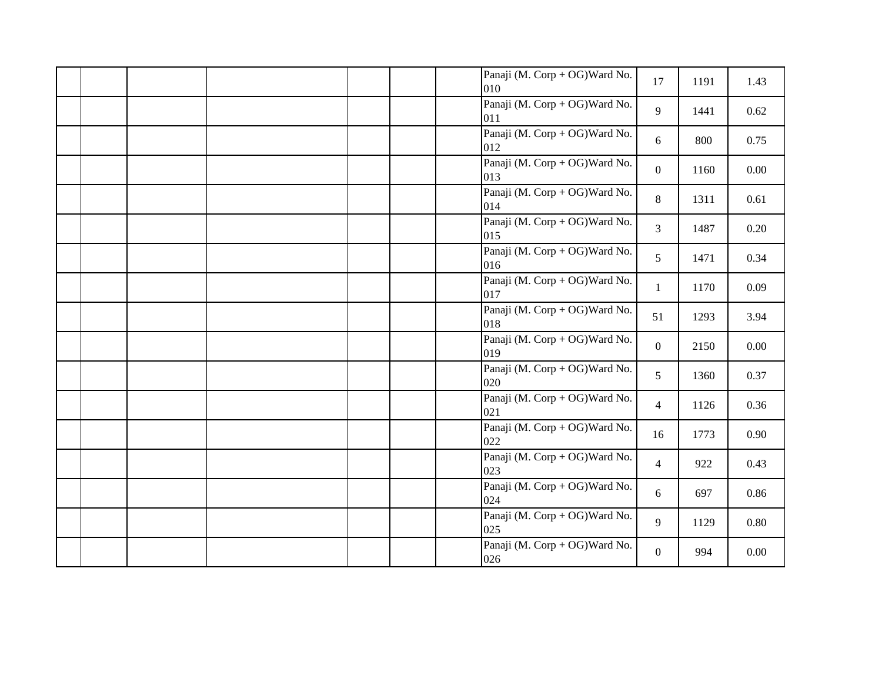| | | | | | | | | | | |
|---|---|---|---|---|---|---|---|---|---|---|
| | | | | | | | Panaji (M. Corp + OG)Ward No. 010 | 17 | 1191 | 1.43 |
| | | | | | | | Panaji (M. Corp + OG)Ward No. 011 | 9 | 1441 | 0.62 |
| | | | | | | | Panaji (M. Corp + OG)Ward No. 012 | 6 | 800 | 0.75 |
| | | | | | | | Panaji (M. Corp + OG)Ward No. 013 | 0 | 1160 | 0.00 |
| | | | | | | | Panaji (M. Corp + OG)Ward No. 014 | 8 | 1311 | 0.61 |
| | | | | | | | Panaji (M. Corp + OG)Ward No. 015 | 3 | 1487 | 0.20 |
| | | | | | | | Panaji (M. Corp + OG)Ward No. 016 | 5 | 1471 | 0.34 |
| | | | | | | | Panaji (M. Corp + OG)Ward No. 017 | 1 | 1170 | 0.09 |
| | | | | | | | Panaji (M. Corp + OG)Ward No. 018 | 51 | 1293 | 3.94 |
| | | | | | | | Panaji (M. Corp + OG)Ward No. 019 | 0 | 2150 | 0.00 |
| | | | | | | | Panaji (M. Corp + OG)Ward No. 020 | 5 | 1360 | 0.37 |
| | | | | | | | Panaji (M. Corp + OG)Ward No. 021 | 4 | 1126 | 0.36 |
| | | | | | | | Panaji (M. Corp + OG)Ward No. 022 | 16 | 1773 | 0.90 |
| | | | | | | | Panaji (M. Corp + OG)Ward No. 023 | 4 | 922 | 0.43 |
| | | | | | | | Panaji (M. Corp + OG)Ward No. 024 | 6 | 697 | 0.86 |
| | | | | | | | Panaji (M. Corp + OG)Ward No. 025 | 9 | 1129 | 0.80 |
| | | | | | | | Panaji (M. Corp + OG)Ward No. 026 | 0 | 994 | 0.00 |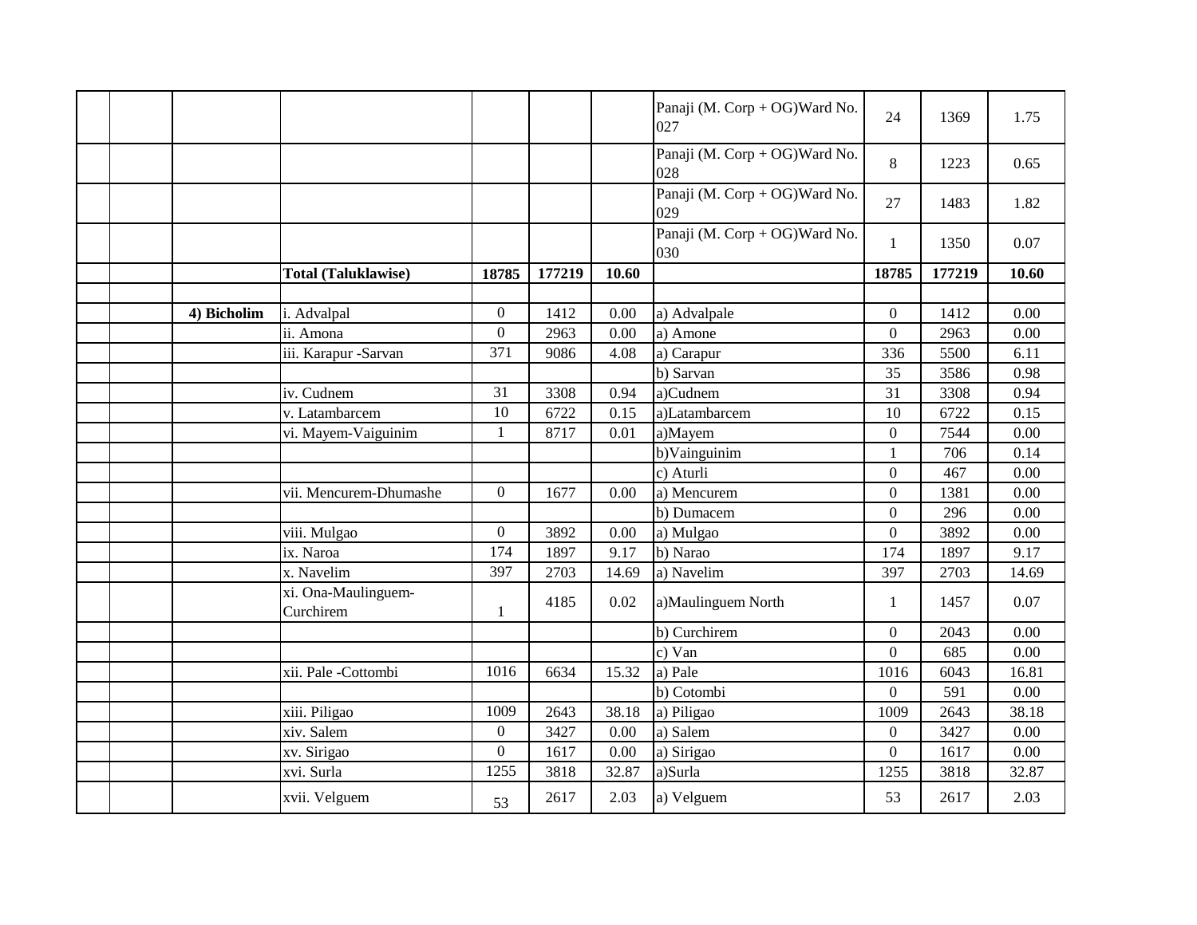| | | | | | | | | | | |
|---|---|---|---|---|---|---|---|---|---|---|
| | | | | | | | Panaji (M. Corp + OG)Ward No. 027 | 24 | 1369 | 1.75 |
| | | | | | | | Panaji (M. Corp + OG)Ward No. 028 | 8 | 1223 | 0.65 |
| | | | | | | | Panaji (M. Corp + OG)Ward No. 029 | 27 | 1483 | 1.82 |
| | | | | | | | Panaji (M. Corp + OG)Ward No. 030 | 1 | 1350 | 0.07 |
| | | | **Total (Taluklawise)** | **18785** | **177219** | **10.60** | | **18785** | **177219** | **10.60** |
| | | | | | | | | | | |
| | | **4) Bicholim** | i. Advalpal | 0 | 1412 | 0.00 | a) Advalpale | 0 | 1412 | 0.00 |
| | | | ii. Amona | 0 | 2963 | 0.00 | a) Amone | 0 | 2963 | 0.00 |
| | | | iii. Karapur -Sarvan | 371 | 9086 | 4.08 | a) Carapur | 336 | 5500 | 6.11 |
| | | | | | | | b) Sarvan | 35 | 3586 | 0.98 |
| | | | iv. Cudnem | 31 | 3308 | 0.94 | a)Cudnem | 31 | 3308 | 0.94 |
| | | | v. Latambarcem | 10 | 6722 | 0.15 | a)Latambarcem | 10 | 6722 | 0.15 |
| | | | vi. Mayem-Vaiguinim | 1 | 8717 | 0.01 | a)Mayem | 0 | 7544 | 0.00 |
| | | | | | | | b)Vainguinim | 1 | 706 | 0.14 |
| | | | | | | | c) Aturli | 0 | 467 | 0.00 |
| | | | vii. Mencurem-Dhumashe | 0 | 1677 | 0.00 | a) Mencurem | 0 | 1381 | 0.00 |
| | | | | | | | b) Dumacem | 0 | 296 | 0.00 |
| | | | viii. Mulgao | 0 | 3892 | 0.00 | a) Mulgao | 0 | 3892 | 0.00 |
| | | | ix. Naroa | 174 | 1897 | 9.17 | b) Narao | 174 | 1897 | 9.17 |
| | | | x. Navelim | 397 | 2703 | 14.69 | a) Navelim | 397 | 2703 | 14.69 |
| | | | xi. Ona-Maulinguem-Curchirem | 1 | 4185 | 0.02 | a)Maulinguem North | 1 | 1457 | 0.07 |
| | | | | | | | b) Curchirem | 0 | 2043 | 0.00 |
| | | | | | | | c) Van | 0 | 685 | 0.00 |
| | | | xii. Pale -Cottombi | 1016 | 6634 | 15.32 | a) Pale | 1016 | 6043 | 16.81 |
| | | | | | | | b) Cotombi | 0 | 591 | 0.00 |
| | | | xiii. Piligao | 1009 | 2643 | 38.18 | a) Piligao | 1009 | 2643 | 38.18 |
| | | | xiv. Salem | 0 | 3427 | 0.00 | a) Salem | 0 | 3427 | 0.00 |
| | | | xv. Sirigao | 0 | 1617 | 0.00 | a) Sirigao | 0 | 1617 | 0.00 |
| | | | xvi. Surla | 1255 | 3818 | 32.87 | a)Surla | 1255 | 3818 | 32.87 |
| | | | xvii. Velguem | 53 | 2617 | 2.03 | a) Velguem | 53 | 2617 | 2.03 |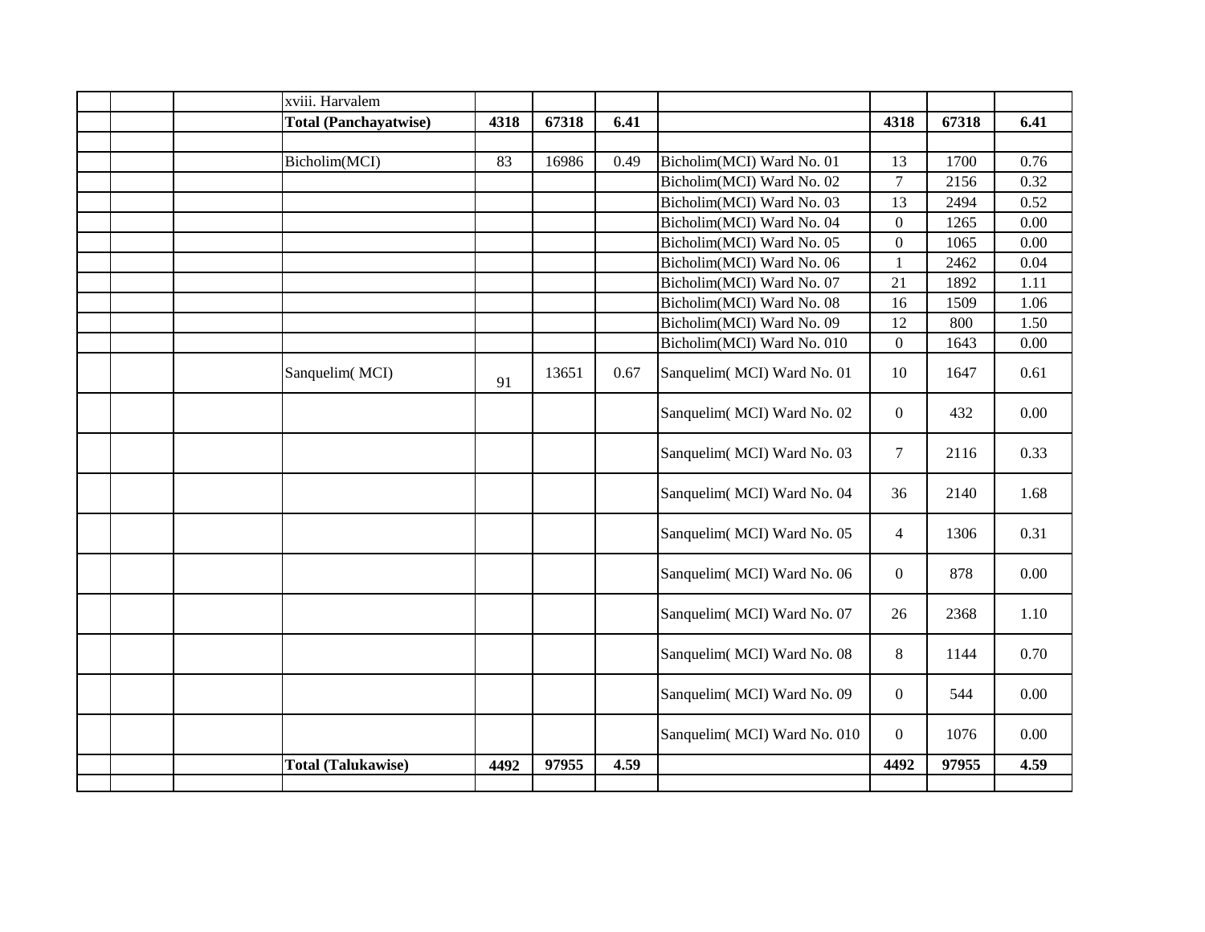| | | | | | | | | | | |
|---|---|---|---|---|---|---|---|---|---|---|
| | | | xviii. Harvalem | | | | | | | |
| | | | **Total (Panchayatwise)** | **4318** | **67318** | **6.41** | | **4318** | **67318** | **6.41** |
| | | | | | | | | | | |
| | | | Bicholim(MCI) | 83 | 16986 | 0.49 | Bicholim(MCI) Ward No. 01 | 13 | 1700 | 0.76 |
| | | | | | | | Bicholim(MCI) Ward No. 02 | 7 | 2156 | 0.32 |
| | | | | | | | Bicholim(MCI) Ward No. 03 | 13 | 2494 | 0.52 |
| | | | | | | | Bicholim(MCI) Ward No. 04 | 0 | 1265 | 0.00 |
| | | | | | | | Bicholim(MCI) Ward No. 05 | 0 | 1065 | 0.00 |
| | | | | | | | Bicholim(MCI) Ward No. 06 | 1 | 2462 | 0.04 |
| | | | | | | | Bicholim(MCI) Ward No. 07 | 21 | 1892 | 1.11 |
| | | | | | | | Bicholim(MCI) Ward No. 08 | 16 | 1509 | 1.06 |
| | | | | | | | Bicholim(MCI) Ward No. 09 | 12 | 800 | 1.50 |
| | | | | | | | Bicholim(MCI) Ward No. 010 | 0 | 1643 | 0.00 |
| | | | Sanquelim( MCI) | 91 | 13651 | 0.67 | Sanquelim( MCI) Ward No. 01 | 10 | 1647 | 0.61 |
| | | | | | | | Sanquelim( MCI) Ward No. 02 | 0 | 432 | 0.00 |
| | | | | | | | Sanquelim( MCI) Ward No. 03 | 7 | 2116 | 0.33 |
| | | | | | | | Sanquelim( MCI) Ward No. 04 | 36 | 2140 | 1.68 |
| | | | | | | | Sanquelim( MCI) Ward No. 05 | 4 | 1306 | 0.31 |
| | | | | | | | Sanquelim( MCI) Ward No. 06 | 0 | 878 | 0.00 |
| | | | | | | | Sanquelim( MCI) Ward No. 07 | 26 | 2368 | 1.10 |
| | | | | | | | Sanquelim( MCI) Ward No. 08 | 8 | 1144 | 0.70 |
| | | | | | | | Sanquelim( MCI) Ward No. 09 | 0 | 544 | 0.00 |
| | | | | | | | Sanquelim( MCI) Ward No. 010 | 0 | 1076 | 0.00 |
| | | | **Total (Talukawise)** | **4492** | **97955** | **4.59** | | **4492** | **97955** | **4.59** |
| | | | | | | | | | | |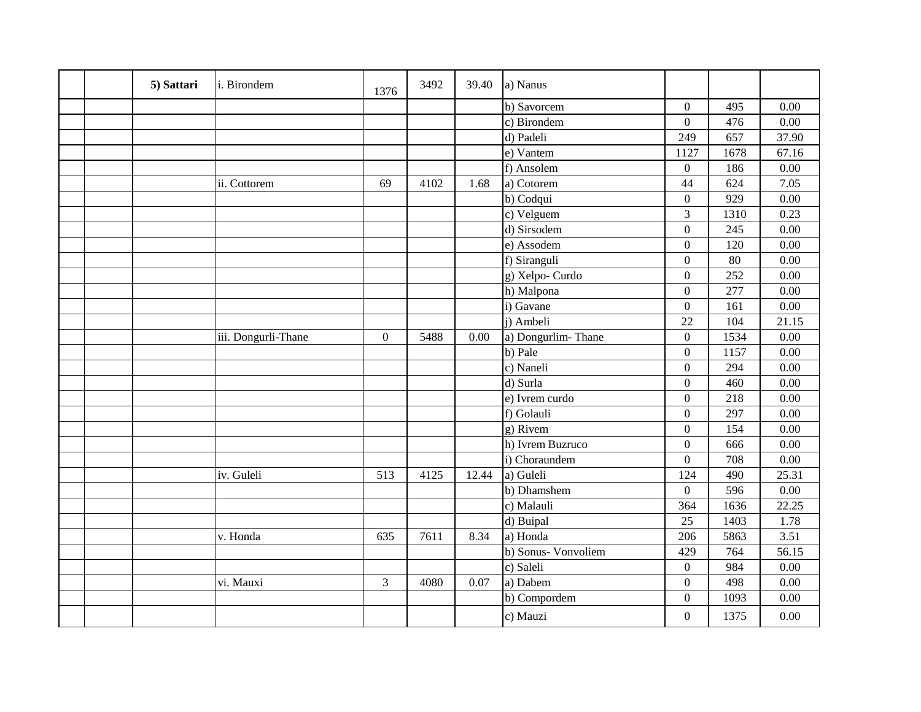| | | | | | | | | | | |
|---|---|---|---|---|---|---|---|---|---|---|
| | | **5) Sattari** | i. Birondem | 1376 | 3492 | 39.40 | a) Nanus | | | |
| | | | | | | | b) Savorcem | 0 | 495 | 0.00 |
| | | | | | | | c) Birondem | 0 | 476 | 0.00 |
| | | | | | | | d) Padeli | 249 | 657 | 37.90 |
| | | | | | | | e) Vantem | 1127 | 1678 | 67.16 |
| | | | | | | | f) Ansolem | 0 | 186 | 0.00 |
| | | | ii. Cottorem | 69 | 4102 | 1.68 | a) Cotorem | 44 | 624 | 7.05 |
| | | | | | | | b) Codqui | 0 | 929 | 0.00 |
| | | | | | | | c) Velguem | 3 | 1310 | 0.23 |
| | | | | | | | d) Sirsodem | 0 | 245 | 0.00 |
| | | | | | | | e) Assodem | 0 | 120 | 0.00 |
| | | | | | | | f) Siranguli | 0 | 80 | 0.00 |
| | | | | | | | g) Xelpo- Curdo | 0 | 252 | 0.00 |
| | | | | | | | h) Malpona | 0 | 277 | 0.00 |
| | | | | | | | i) Gavane | 0 | 161 | 0.00 |
| | | | | | | | j) Ambeli | 22 | 104 | 21.15 |
| | | | iii. Dongurli-Thane | 0 | 5488 | 0.00 | a) Dongurlim- Thane | 0 | 1534 | 0.00 |
| | | | | | | | b) Pale | 0 | 1157 | 0.00 |
| | | | | | | | c) Naneli | 0 | 294 | 0.00 |
| | | | | | | | d) Surla | 0 | 460 | 0.00 |
| | | | | | | | e) Ivrem curdo | 0 | 218 | 0.00 |
| | | | | | | | f) Golauli | 0 | 297 | 0.00 |
| | | | | | | | g) Rivem | 0 | 154 | 0.00 |
| | | | | | | | h) Ivrem Buzruco | 0 | 666 | 0.00 |
| | | | | | | | i) Choraundem | 0 | 708 | 0.00 |
| | | | iv. Guleli | 513 | 4125 | 12.44 | a) Guleli | 124 | 490 | 25.31 |
| | | | | | | | b) Dhamshem | 0 | 596 | 0.00 |
| | | | | | | | c) Malauli | 364 | 1636 | 22.25 |
| | | | | | | | d) Buipal | 25 | 1403 | 1.78 |
| | | | v. Honda | 635 | 7611 | 8.34 | a) Honda | 206 | 5863 | 3.51 |
| | | | | | | | b) Sonus- Vonvoliem | 429 | 764 | 56.15 |
| | | | | | | | c) Saleli | 0 | 984 | 0.00 |
| | | | vi. Mauxi | 3 | 4080 | 0.07 | a) Dabem | 0 | 498 | 0.00 |
| | | | | | | | b) Compordem | 0 | 1093 | 0.00 |
| | | | | | | | c) Mauzi | 0 | 1375 | 0.00 |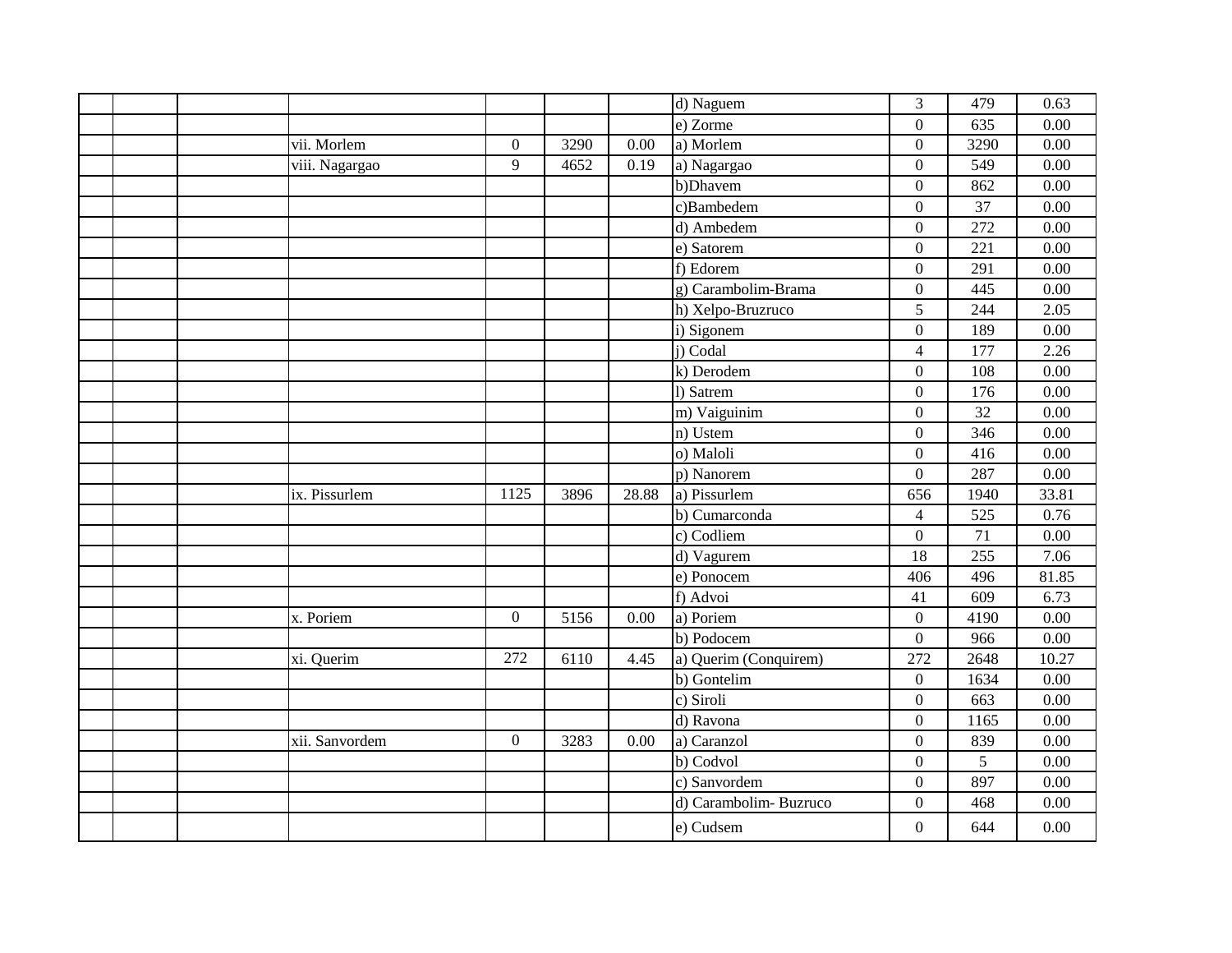| | | | | | | | | | | |
|---|---|---|---|---|---|---|---|---|---|---|
| | | | | | | | d) Naguem | 3 | 479 | 0.63 |
| | | | | | | | e) Zorme | 0 | 635 | 0.00 |
| | | | vii. Morlem | 0 | 3290 | 0.00 | a) Morlem | 0 | 3290 | 0.00 |
| | | | viii. Nagargao | 9 | 4652 | 0.19 | a) Nagargao | 0 | 549 | 0.00 |
| | | | | | | | b)Dhavem | 0 | 862 | 0.00 |
| | | | | | | | c)Bambedem | 0 | 37 | 0.00 |
| | | | | | | | d) Ambedem | 0 | 272 | 0.00 |
| | | | | | | | e) Satorem | 0 | 221 | 0.00 |
| | | | | | | | f) Edorem | 0 | 291 | 0.00 |
| | | | | | | | g) Carambolim-Brama | 0 | 445 | 0.00 |
| | | | | | | | h) Xelpo-Bruzruco | 5 | 244 | 2.05 |
| | | | | | | | i) Sigonem | 0 | 189 | 0.00 |
| | | | | | | | j) Codal | 4 | 177 | 2.26 |
| | | | | | | | k) Derodem | 0 | 108 | 0.00 |
| | | | | | | | l) Satrem | 0 | 176 | 0.00 |
| | | | | | | | m) Vaiguinim | 0 | 32 | 0.00 |
| | | | | | | | n) Ustem | 0 | 346 | 0.00 |
| | | | | | | | o) Maloli | 0 | 416 | 0.00 |
| | | | | | | | p) Nanorem | 0 | 287 | 0.00 |
| | | | ix. Pissurlem | 1125 | 3896 | 28.88 | a) Pissurlem | 656 | 1940 | 33.81 |
| | | | | | | | b) Cumarconda | 4 | 525 | 0.76 |
| | | | | | | | c) Codliem | 0 | 71 | 0.00 |
| | | | | | | | d) Vagurem | 18 | 255 | 7.06 |
| | | | | | | | e) Ponocem | 406 | 496 | 81.85 |
| | | | | | | | f) Advoi | 41 | 609 | 6.73 |
| | | | x. Poriem | 0 | 5156 | 0.00 | a) Poriem | 0 | 4190 | 0.00 |
| | | | | | | | b) Podocem | 0 | 966 | 0.00 |
| | | | xi. Querim | 272 | 6110 | 4.45 | a) Querim (Conquirem) | 272 | 2648 | 10.27 |
| | | | | | | | b) Gontelim | 0 | 1634 | 0.00 |
| | | | | | | | c) Siroli | 0 | 663 | 0.00 |
| | | | | | | | d) Ravona | 0 | 1165 | 0.00 |
| | | | xii. Sanvordem | 0 | 3283 | 0.00 | a) Caranzol | 0 | 839 | 0.00 |
| | | | | | | | b) Codvol | 0 | 5 | 0.00 |
| | | | | | | | c) Sanvordem | 0 | 897 | 0.00 |
| | | | | | | | d) Carambolim- Buzruco | 0 | 468 | 0.00 |
| | | | | | | | e) Cudsem | 0 | 644 | 0.00 |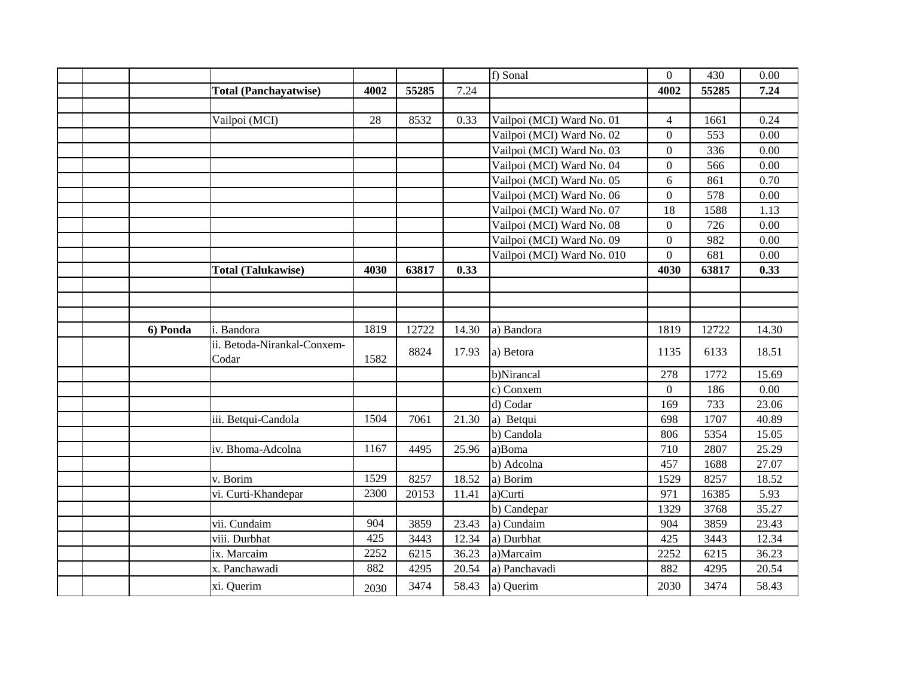| | | | | | | | | | |
|---|---|---|---|---|---|---|---|---|---|
| | | | | | | f) Sonal | 0 | 430 | 0.00 |
| | | **Total (Panchayatwise)** | **4002** | **55285** | 7.24 | | **4002** | **55285** | **7.24** |
| | | | | | | | | | |
| | | Vailpoi (MCI) | 28 | 8532 | 0.33 | Vailpoi (MCI) Ward No. 01 | 4 | 1661 | 0.24 |
| | | | | | | Vailpoi (MCI) Ward No. 02 | 0 | 553 | 0.00 |
| | | | | | | Vailpoi (MCI) Ward No. 03 | 0 | 336 | 0.00 |
| | | | | | | Vailpoi (MCI) Ward No. 04 | 0 | 566 | 0.00 |
| | | | | | | Vailpoi (MCI) Ward No. 05 | 6 | 861 | 0.70 |
| | | | | | | Vailpoi (MCI) Ward No. 06 | 0 | 578 | 0.00 |
| | | | | | | Vailpoi (MCI) Ward No. 07 | 18 | 1588 | 1.13 |
| | | | | | | Vailpoi (MCI) Ward No. 08 | 0 | 726 | 0.00 |
| | | | | | | Vailpoi (MCI) Ward No. 09 | 0 | 982 | 0.00 |
| | | | | | | Vailpoi (MCI) Ward No. 010 | 0 | 681 | 0.00 |
| | | **Total (Talukawise)** | **4030** | **63817** | **0.33** | | **4030** | **63817** | **0.33** |
| | | | | | | | | | |
| | | | | | | | | | |
| | | | | | | | | | |
| | **6) Ponda** | i. Bandora | 1819 | 12722 | 14.30 | a) Bandora | 1819 | 12722 | 14.30 |
| | | ii. Betoda-Nirankal-Conxem-Codar | 1582 | 8824 | 17.93 | a) Betora | 1135 | 6133 | 18.51 |
| | | | | | | b)Nirancal | 278 | 1772 | 15.69 |
| | | | | | | c) Conxem | 0 | 186 | 0.00 |
| | | | | | | d) Codar | 169 | 733 | 23.06 |
| | | iii. Betqui-Candola | 1504 | 7061 | 21.30 | a) Betqui | 698 | 1707 | 40.89 |
| | | | | | | b) Candola | 806 | 5354 | 15.05 |
| | | iv. Bhoma-Adcolna | 1167 | 4495 | 25.96 | a)Boma | 710 | 2807 | 25.29 |
| | | | | | | b) Adcolna | 457 | 1688 | 27.07 |
| | | v. Borim | 1529 | 8257 | 18.52 | a) Borim | 1529 | 8257 | 18.52 |
| | | vi. Curti-Khandepar | 2300 | 20153 | 11.41 | a)Curti | 971 | 16385 | 5.93 |
| | | | | | | b) Candepar | 1329 | 3768 | 35.27 |
| | | vii. Cundaim | 904 | 3859 | 23.43 | a) Cundaim | 904 | 3859 | 23.43 |
| | | viii. Durbhat | 425 | 3443 | 12.34 | a) Durbhat | 425 | 3443 | 12.34 |
| | | ix. Marcaim | 2252 | 6215 | 36.23 | a)Marcaim | 2252 | 6215 | 36.23 |
| | | x. Panchawadi | 882 | 4295 | 20.54 | a) Panchavadi | 882 | 4295 | 20.54 |
| | | xi. Querim | 2030 | 3474 | 58.43 | a) Querim | 2030 | 3474 | 58.43 |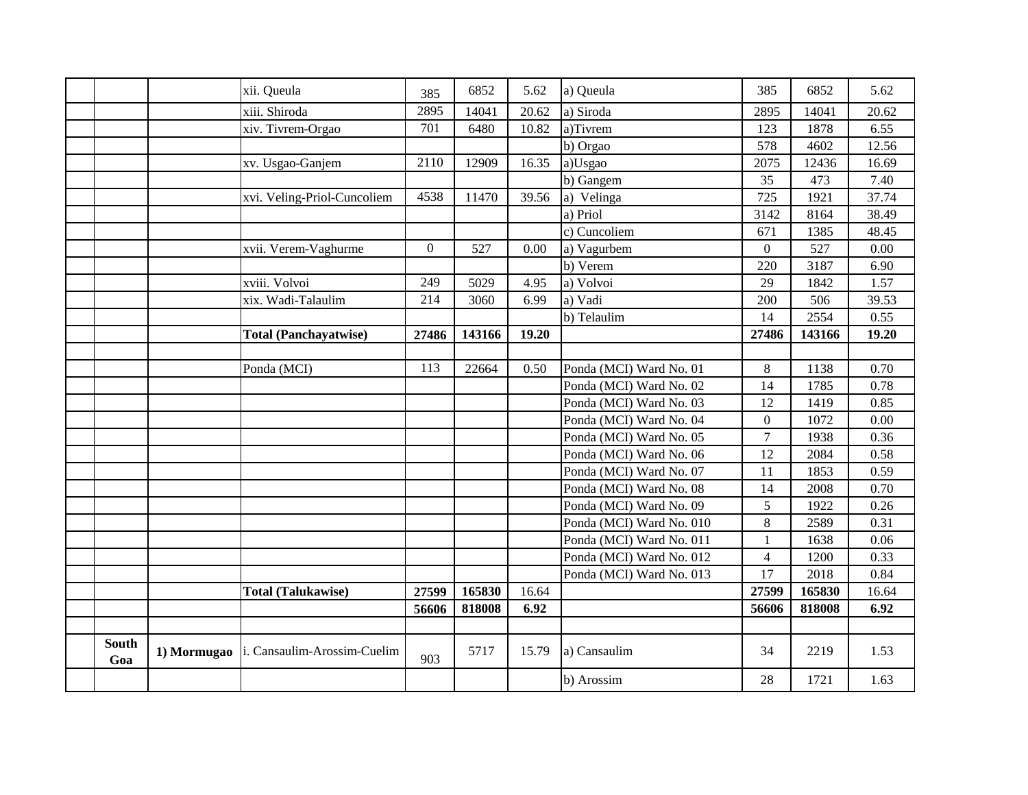| | | | | | | | | | | |
|---|---|---|---|---|---|---|---|---|---|---|
| | | | xii. Queula | 385 | 6852 | 5.62 | a) Queula | 385 | 6852 | 5.62 |
| | | | xiii. Shiroda | 2895 | 14041 | 20.62 | a) Siroda | 2895 | 14041 | 20.62 |
| | | | xiv. Tivrem-Orgao | 701 | 6480 | 10.82 | a)Tivrem | 123 | 1878 | 6.55 |
| | | | | | | | b) Orgao | 578 | 4602 | 12.56 |
| | | | xv. Usgao-Ganjem | 2110 | 12909 | 16.35 | a)Usgao | 2075 | 12436 | 16.69 |
| | | | | | | | b) Gangem | 35 | 473 | 7.40 |
| | | | xvi. Veling-Priol-Cuncoliem | 4538 | 11470 | 39.56 | a) Velinga | 725 | 1921 | 37.74 |
| | | | | | | | a) Priol | 3142 | 8164 | 38.49 |
| | | | | | | | c) Cuncoliem | 671 | 1385 | 48.45 |
| | | | xvii. Verem-Vaghurme | 0 | 527 | 0.00 | a) Vagurbem | 0 | 527 | 0.00 |
| | | | | | | | b) Verem | 220 | 3187 | 6.90 |
| | | | xviii. Volvoi | 249 | 5029 | 4.95 | a) Volvoi | 29 | 1842 | 1.57 |
| | | | xix. Wadi-Talaulim | 214 | 3060 | 6.99 | a) Vadi | 200 | 506 | 39.53 |
| | | | | | | | b) Telaulim | 14 | 2554 | 0.55 |
| | | | **Total (Panchayatwise)** | **27486** | **143166** | **19.20** | | **27486** | **143166** | **19.20** |
| | | | | | | | | | | |
| | | | Ponda (MCI) | 113 | 22664 | 0.50 | Ponda (MCI) Ward No. 01 | 8 | 1138 | 0.70 |
| | | | | | | | Ponda (MCI) Ward No. 02 | 14 | 1785 | 0.78 |
| | | | | | | | Ponda (MCI) Ward No. 03 | 12 | 1419 | 0.85 |
| | | | | | | | Ponda (MCI) Ward No. 04 | 0 | 1072 | 0.00 |
| | | | | | | | Ponda (MCI) Ward No. 05 | 7 | 1938 | 0.36 |
| | | | | | | | Ponda (MCI) Ward No. 06 | 12 | 2084 | 0.58 |
| | | | | | | | Ponda (MCI) Ward No. 07 | 11 | 1853 | 0.59 |
| | | | | | | | Ponda (MCI) Ward No. 08 | 14 | 2008 | 0.70 |
| | | | | | | | Ponda (MCI) Ward No. 09 | 5 | 1922 | 0.26 |
| | | | | | | | Ponda (MCI) Ward No. 010 | 8 | 2589 | 0.31 |
| | | | | | | | Ponda (MCI) Ward No. 011 | 1 | 1638 | 0.06 |
| | | | | | | | Ponda (MCI) Ward No. 012 | 4 | 1200 | 0.33 |
| | | | | | | | Ponda (MCI) Ward No. 013 | 17 | 2018 | 0.84 |
| | | | **Total (Talukawise)** | **27599** | **165830** | 16.64 | | **27599** | **165830** | 16.64 |
| | | | | **56606** | **818008** | **6.92** | | **56606** | **818008** | **6.92** |
| | | | | | | | | | | |
| | **South Goa** | **1) Mormugao** | i. Cansaulim-Arossim-Cuelim | 903 | 5717 | 15.79 | a) Cansaulim | 34 | 2219 | 1.53 |
| | | | | | | | b) Arossim | 28 | 1721 | 1.63 |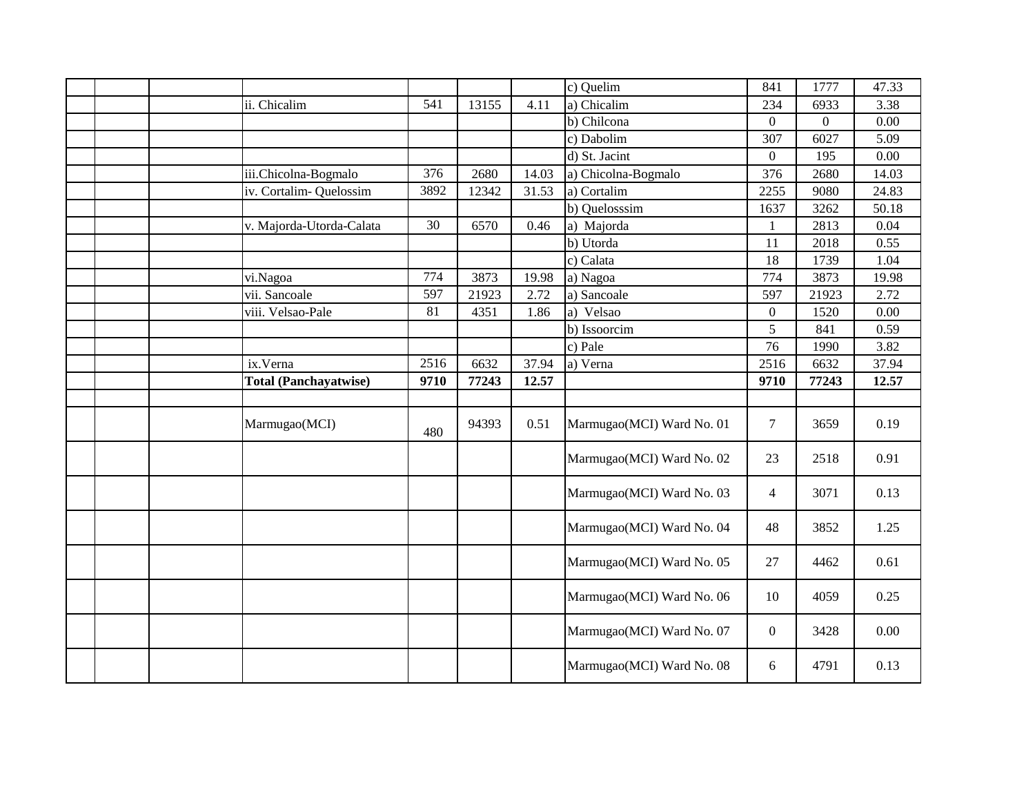| | | | | | | | | | |
|---|---|---|---|---|---|---|---|---|---|
| | | | | | | c) Quelim | 841 | 1777 | 47.33 |
| | | ii. Chicalim | 541 | 13155 | 4.11 | a) Chicalim | 234 | 6933 | 3.38 |
| | | | | | | b) Chilcona | 0 | 0 | 0.00 |
| | | | | | | c) Dabolim | 307 | 6027 | 5.09 |
| | | | | | | d) St. Jacint | 0 | 195 | 0.00 |
| | | iii.Chicolna-Bogmalo | 376 | 2680 | 14.03 | a) Chicolna-Bogmalo | 376 | 2680 | 14.03 |
| | | iv. Cortalim- Quelossim | 3892 | 12342 | 31.53 | a) Cortalim | 2255 | 9080 | 24.83 |
| | | | | | | b) Quelosssim | 1637 | 3262 | 50.18 |
| | | v. Majorda-Utorda-Calata | 30 | 6570 | 0.46 | a) Majorda | 1 | 2813 | 0.04 |
| | | | | | | b) Utorda | 11 | 2018 | 0.55 |
| | | | | | | c) Calata | 18 | 1739 | 1.04 |
| | | vi.Nagoa | 774 | 3873 | 19.98 | a) Nagoa | 774 | 3873 | 19.98 |
| | | vii. Sancoale | 597 | 21923 | 2.72 | a) Sancoale | 597 | 21923 | 2.72 |
| | | viii. Velsao-Pale | 81 | 4351 | 1.86 | a) Velsao | 0 | 1520 | 0.00 |
| | | | | | | b) Issoorcim | 5 | 841 | 0.59 |
| | | | | | | c) Pale | 76 | 1990 | 3.82 |
| | | ix.Verna | 2516 | 6632 | 37.94 | a) Verna | 2516 | 6632 | 37.94 |
| | | **Total (Panchayatwise)** | **9710** | **77243** | **12.57** | | **9710** | **77243** | **12.57** |
| | | | | | | | | | |
| | | Marmugao(MCI) | 480 | 94393 | 0.51 | Marmugao(MCI) Ward No. 01 | 7 | 3659 | 0.19 |
| | | | | | | Marmugao(MCI) Ward No. 02 | 23 | 2518 | 0.91 |
| | | | | | | Marmugao(MCI) Ward No. 03 | 4 | 3071 | 0.13 |
| | | | | | | Marmugao(MCI) Ward No. 04 | 48 | 3852 | 1.25 |
| | | | | | | Marmugao(MCI) Ward No. 05 | 27 | 4462 | 0.61 |
| | | | | | | Marmugao(MCI) Ward No. 06 | 10 | 4059 | 0.25 |
| | | | | | | Marmugao(MCI) Ward No. 07 | 0 | 3428 | 0.00 |
| | | | | | | Marmugao(MCI) Ward No. 08 | 6 | 4791 | 0.13 |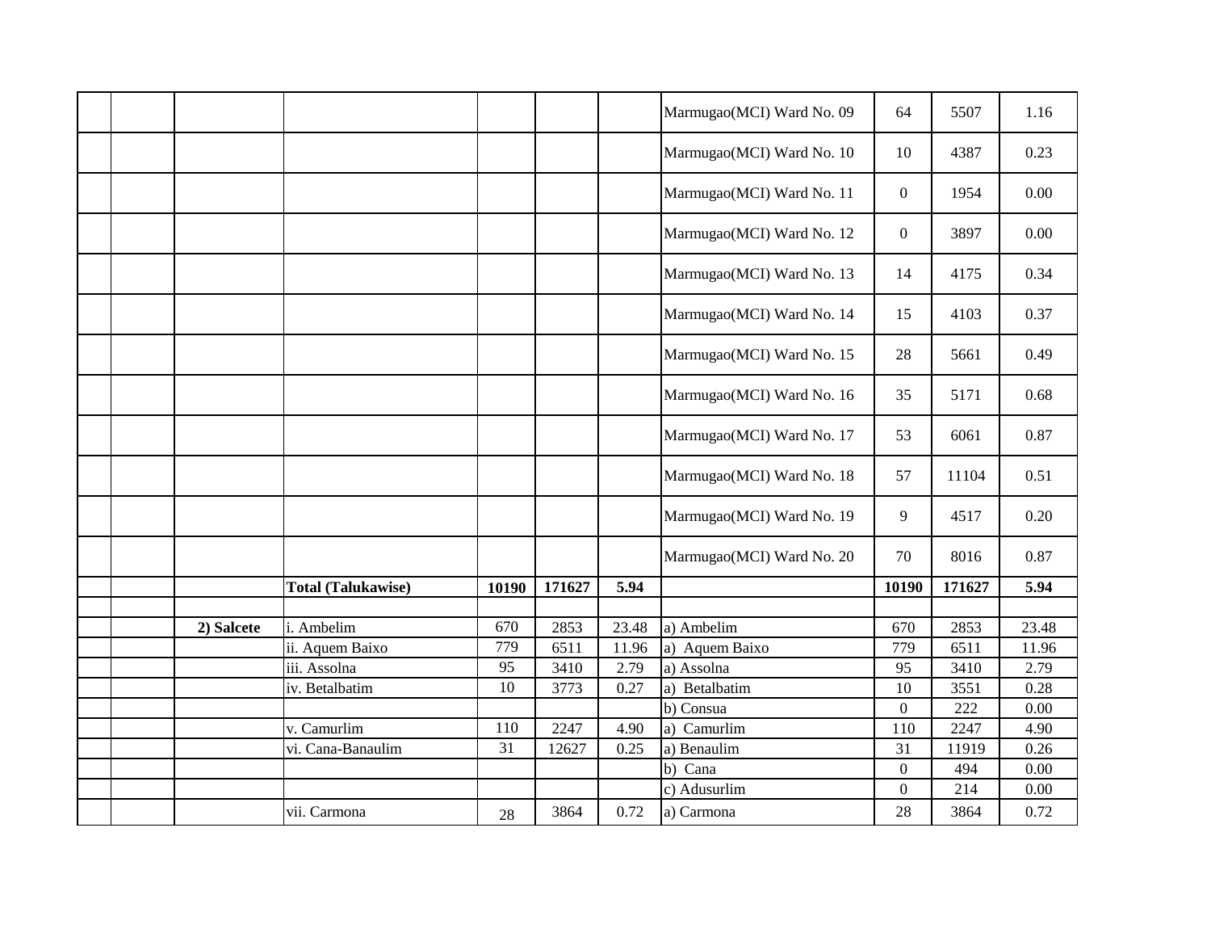| | | | | | | | | | | |
|---|---|---|---|---|---|---|---|---|---|---|
| | | | | | | | Marmugao(MCI) Ward No. 09 | 64 | 5507 | 1.16 |
| | | | | | | | Marmugao(MCI) Ward No. 10 | 10 | 4387 | 0.23 |
| | | | | | | | Marmugao(MCI) Ward No. 11 | 0 | 1954 | 0.00 |
| | | | | | | | Marmugao(MCI) Ward No. 12 | 0 | 3897 | 0.00 |
| | | | | | | | Marmugao(MCI) Ward No. 13 | 14 | 4175 | 0.34 |
| | | | | | | | Marmugao(MCI) Ward No. 14 | 15 | 4103 | 0.37 |
| | | | | | | | Marmugao(MCI) Ward No. 15 | 28 | 5661 | 0.49 |
| | | | | | | | Marmugao(MCI) Ward No. 16 | 35 | 5171 | 0.68 |
| | | | | | | | Marmugao(MCI) Ward No. 17 | 53 | 6061 | 0.87 |
| | | | | | | | Marmugao(MCI) Ward No. 18 | 57 | 11104 | 0.51 |
| | | | | | | | Marmugao(MCI) Ward No. 19 | 9 | 4517 | 0.20 |
| | | | | | | | Marmugao(MCI) Ward No. 20 | 70 | 8016 | 0.87 |
| | | | **Total (Talukawise)** | **10190** | **171627** | **5.94** | | **10190** | **171627** | **5.94** |
| | | | | | | | | | | |
| | | **2) Salcete** | i. Ambelim | 670 | 2853 | 23.48 | a) Ambelim | 670 | 2853 | 23.48 |
| | | | ii. Aquem Baixo | 779 | 6511 | 11.96 | a) Aquem Baixo | 779 | 6511 | 11.96 |
| | | | iii. Assolna | 95 | 3410 | 2.79 | a) Assolna | 95 | 3410 | 2.79 |
| | | | iv. Betalbatim | 10 | 3773 | 0.27 | a) Betalbatim | 10 | 3551 | 0.28 |
| | | | | | | | b) Consua | 0 | 222 | 0.00 |
| | | | v. Camurlim | 110 | 2247 | 4.90 | a) Camurlim | 110 | 2247 | 4.90 |
| | | | vi. Cana-Banaulim | 31 | 12627 | 0.25 | a) Benaulim | 31 | 11919 | 0.26 |
| | | | | | | | b) Cana | 0 | 494 | 0.00 |
| | | | | | | | c) Adusurlim | 0 | 214 | 0.00 |
| | | | vii. Carmona | 28 | 3864 | 0.72 | a) Carmona | 28 | 3864 | 0.72 |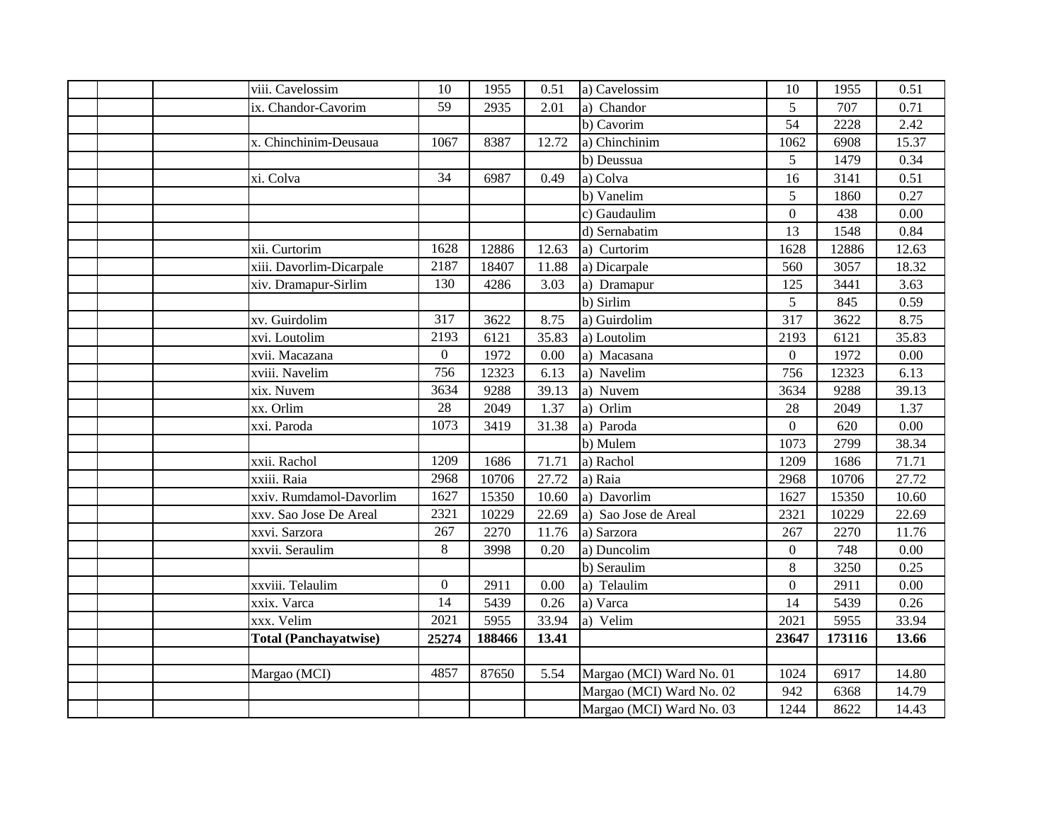| | | | | | | | | | | |
|---|---|---|---|---|---|---|---|---|---|---|
| | | | viii. Cavelossim | 10 | 1955 | 0.51 | a) Cavelossim | 10 | 1955 | 0.51 |
| | | | ix. Chandor-Cavorim | 59 | 2935 | 2.01 | a) Chandor | 5 | 707 | 0.71 |
| | | | | | | | b) Cavorim | 54 | 2228 | 2.42 |
| | | | x. Chinchinim-Deusaua | 1067 | 8387 | 12.72 | a) Chinchinim | 1062 | 6908 | 15.37 |
| | | | | | | | b) Deussua | 5 | 1479 | 0.34 |
| | | | xi. Colva | 34 | 6987 | 0.49 | a) Colva | 16 | 3141 | 0.51 |
| | | | | | | | b) Vanelim | 5 | 1860 | 0.27 |
| | | | | | | | c) Gaudaulim | 0 | 438 | 0.00 |
| | | | | | | | d) Sernabatim | 13 | 1548 | 0.84 |
| | | | xii. Curtorim | 1628 | 12886 | 12.63 | a) Curtorim | 1628 | 12886 | 12.63 |
| | | | xiii. Davorlim-Dicarpale | 2187 | 18407 | 11.88 | a) Dicarpale | 560 | 3057 | 18.32 |
| | | | xiv. Dramapur-Sirlim | 130 | 4286 | 3.03 | a) Dramapur | 125 | 3441 | 3.63 |
| | | | | | | | b) Sirlim | 5 | 845 | 0.59 |
| | | | xv. Guirdolim | 317 | 3622 | 8.75 | a) Guirdolim | 317 | 3622 | 8.75 |
| | | | xvi. Loutolim | 2193 | 6121 | 35.83 | a) Loutolim | 2193 | 6121 | 35.83 |
| | | | xvii. Macazana | 0 | 1972 | 0.00 | a) Macasana | 0 | 1972 | 0.00 |
| | | | xviii. Navelim | 756 | 12323 | 6.13 | a) Navelim | 756 | 12323 | 6.13 |
| | | | xix. Nuvem | 3634 | 9288 | 39.13 | a) Nuvem | 3634 | 9288 | 39.13 |
| | | | xx. Orlim | 28 | 2049 | 1.37 | a) Orlim | 28 | 2049 | 1.37 |
| | | | xxi. Paroda | 1073 | 3419 | 31.38 | a) Paroda | 0 | 620 | 0.00 |
| | | | | | | | b) Mulem | 1073 | 2799 | 38.34 |
| | | | xxii. Rachol | 1209 | 1686 | 71.71 | a) Rachol | 1209 | 1686 | 71.71 |
| | | | xxiii. Raia | 2968 | 10706 | 27.72 | a) Raia | 2968 | 10706 | 27.72 |
| | | | xxiv. Rumdamol-Davorlim | 1627 | 15350 | 10.60 | a) Davorlim | 1627 | 15350 | 10.60 |
| | | | xxv. Sao Jose De Areal | 2321 | 10229 | 22.69 | a) Sao Jose de Areal | 2321 | 10229 | 22.69 |
| | | | xxvi. Sarzora | 267 | 2270 | 11.76 | a) Sarzora | 267 | 2270 | 11.76 |
| | | | xxvii. Seraulim | 8 | 3998 | 0.20 | a) Duncolim | 0 | 748 | 0.00 |
| | | | | | | | b) Seraulim | 8 | 3250 | 0.25 |
| | | | xxviii. Telaulim | 0 | 2911 | 0.00 | a) Telaulim | 0 | 2911 | 0.00 |
| | | | xxix. Varca | 14 | 5439 | 0.26 | a) Varca | 14 | 5439 | 0.26 |
| | | | xxx. Velim | 2021 | 5955 | 33.94 | a) Velim | 2021 | 5955 | 33.94 |
| | | | **Total (Panchayatwise)** | **25274** | **188466** | **13.41** | | **23647** | **173116** | **13.66** |
| | | | | | | | | | | |
| | | | Margao (MCI) | 4857 | 87650 | 5.54 | Margao (MCI) Ward No. 01 | 1024 | 6917 | 14.80 |
| | | | | | | | Margao (MCI) Ward No. 02 | 942 | 6368 | 14.79 |
| | | | | | | | Margao (MCI) Ward No. 03 | 1244 | 8622 | 14.43 |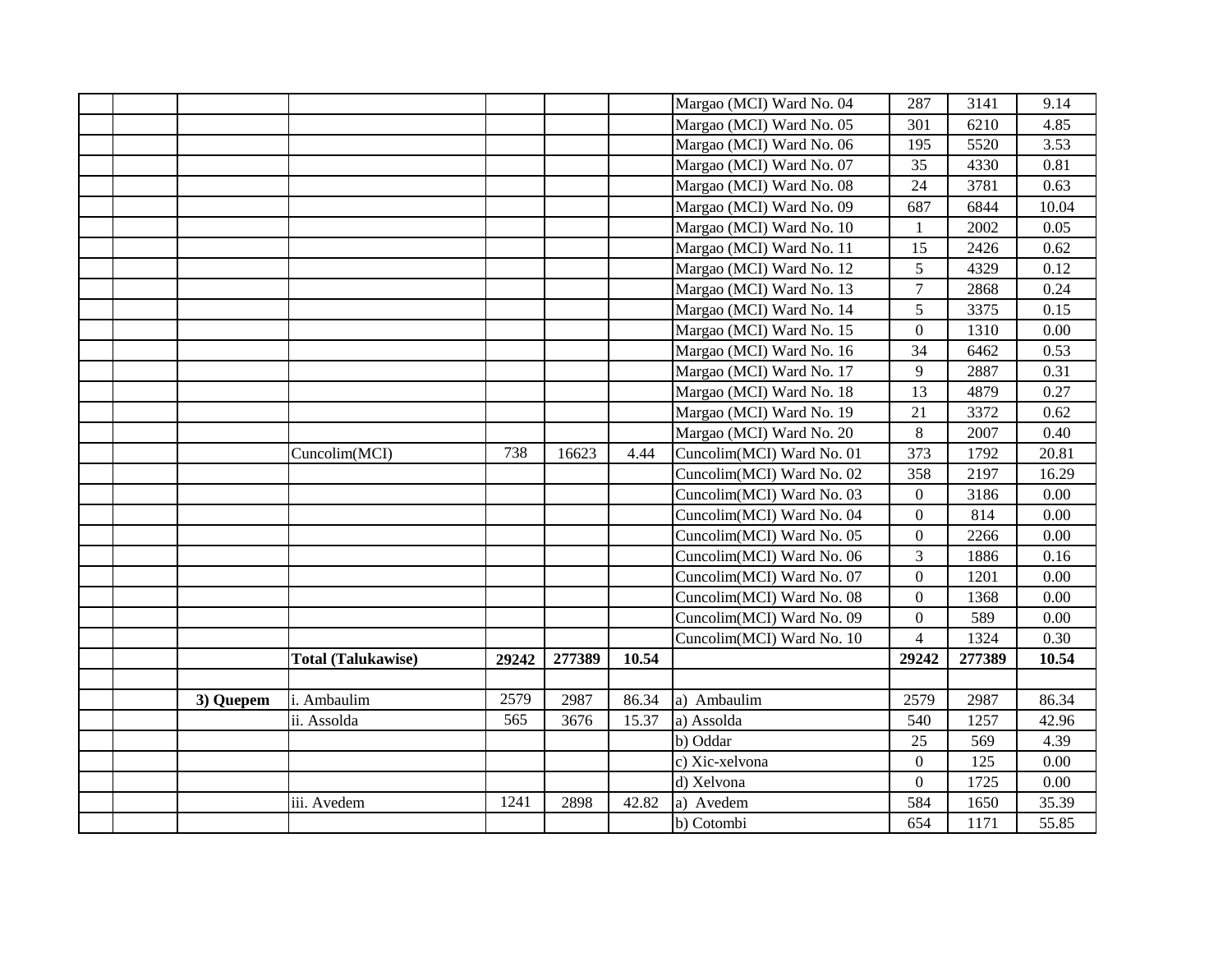| | | | | | | | | | | |
|---|---|---|---|---|---|---|---|---|---|---|
| | | | | | | | Margao (MCI) Ward No. 04 | 287 | 3141 | 9.14 |
| | | | | | | | Margao (MCI) Ward No. 05 | 301 | 6210 | 4.85 |
| | | | | | | | Margao (MCI) Ward No. 06 | 195 | 5520 | 3.53 |
| | | | | | | | Margao (MCI) Ward No. 07 | 35 | 4330 | 0.81 |
| | | | | | | | Margao (MCI) Ward No. 08 | 24 | 3781 | 0.63 |
| | | | | | | | Margao (MCI) Ward No. 09 | 687 | 6844 | 10.04 |
| | | | | | | | Margao (MCI) Ward No. 10 | 1 | 2002 | 0.05 |
| | | | | | | | Margao (MCI) Ward No. 11 | 15 | 2426 | 0.62 |
| | | | | | | | Margao (MCI) Ward No. 12 | 5 | 4329 | 0.12 |
| | | | | | | | Margao (MCI) Ward No. 13 | 7 | 2868 | 0.24 |
| | | | | | | | Margao (MCI) Ward No. 14 | 5 | 3375 | 0.15 |
| | | | | | | | Margao (MCI) Ward No. 15 | 0 | 1310 | 0.00 |
| | | | | | | | Margao (MCI) Ward No. 16 | 34 | 6462 | 0.53 |
| | | | | | | | Margao (MCI) Ward No. 17 | 9 | 2887 | 0.31 |
| | | | | | | | Margao (MCI) Ward No. 18 | 13 | 4879 | 0.27 |
| | | | | | | | Margao (MCI) Ward No. 19 | 21 | 3372 | 0.62 |
| | | | | | | | Margao (MCI) Ward No. 20 | 8 | 2007 | 0.40 |
| | | | Cuncolim(MCI) | 738 | 16623 | 4.44 | Cuncolim(MCI) Ward No. 01 | 373 | 1792 | 20.81 |
| | | | | | | | Cuncolim(MCI) Ward No. 02 | 358 | 2197 | 16.29 |
| | | | | | | | Cuncolim(MCI) Ward No. 03 | 0 | 3186 | 0.00 |
| | | | | | | | Cuncolim(MCI) Ward No. 04 | 0 | 814 | 0.00 |
| | | | | | | | Cuncolim(MCI) Ward No. 05 | 0 | 2266 | 0.00 |
| | | | | | | | Cuncolim(MCI) Ward No. 06 | 3 | 1886 | 0.16 |
| | | | | | | | Cuncolim(MCI) Ward No. 07 | 0 | 1201 | 0.00 |
| | | | | | | | Cuncolim(MCI) Ward No. 08 | 0 | 1368 | 0.00 |
| | | | | | | | Cuncolim(MCI) Ward No. 09 | 0 | 589 | 0.00 |
| | | | | | | | Cuncolim(MCI) Ward No. 10 | 4 | 1324 | 0.30 |
| | | | **Total (Talukawise)** | **29242** | **277389** | **10.54** | | **29242** | **277389** | **10.54** |
| | | | | | | | | | | |
| | | **3) Quepem** | i. Ambaulim | 2579 | 2987 | 86.34 | a) Ambaulim | 2579 | 2987 | 86.34 |
| | | | ii. Assolda | 565 | 3676 | 15.37 | a) Assolda | 540 | 1257 | 42.96 |
| | | | | | | | b) Oddar | 25 | 569 | 4.39 |
| | | | | | | | c) Xic-xelvona | 0 | 125 | 0.00 |
| | | | | | | | d) Xelvona | 0 | 1725 | 0.00 |
| | | | iii. Avedem | 1241 | 2898 | 42.82 | a) Avedem | 584 | 1650 | 35.39 |
| | | | | | | | b) Cotombi | 654 | 1171 | 55.85 |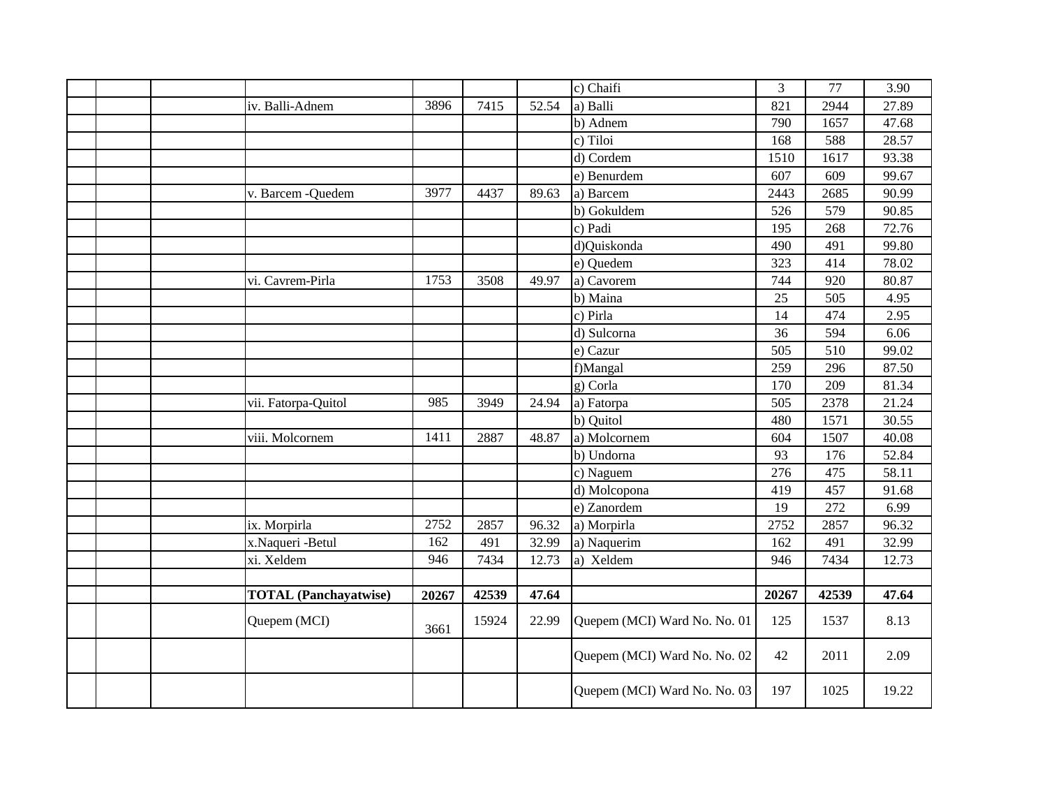| | | | | | | | | | |
|---|---|---|---|---|---|---|---|---|---|
| | | | | | | c) Chaifi | 3 | 77 | 3.90 |
| | | iv. Balli-Adnem | 3896 | 7415 | 52.54 | a) Balli | 821 | 2944 | 27.89 |
| | | | | | | b) Adnem | 790 | 1657 | 47.68 |
| | | | | | | c) Tiloi | 168 | 588 | 28.57 |
| | | | | | | d) Cordem | 1510 | 1617 | 93.38 |
| | | | | | | e) Benurdem | 607 | 609 | 99.67 |
| | | v. Barcem -Quedem | 3977 | 4437 | 89.63 | a) Barcem | 2443 | 2685 | 90.99 |
| | | | | | | b) Gokuldem | 526 | 579 | 90.85 |
| | | | | | | c) Padi | 195 | 268 | 72.76 |
| | | | | | | d)Quiskonda | 490 | 491 | 99.80 |
| | | | | | | e) Quedem | 323 | 414 | 78.02 |
| | | vi. Cavrem-Pirla | 1753 | 3508 | 49.97 | a) Cavorem | 744 | 920 | 80.87 |
| | | | | | | b) Maina | 25 | 505 | 4.95 |
| | | | | | | c) Pirla | 14 | 474 | 2.95 |
| | | | | | | d) Sulcorna | 36 | 594 | 6.06 |
| | | | | | | e) Cazur | 505 | 510 | 99.02 |
| | | | | | | f)Mangal | 259 | 296 | 87.50 |
| | | | | | | g) Corla | 170 | 209 | 81.34 |
| | | vii. Fatorpa-Quitol | 985 | 3949 | 24.94 | a) Fatorpa | 505 | 2378 | 21.24 |
| | | | | | | b) Quitol | 480 | 1571 | 30.55 |
| | | viii. Molcornem | 1411 | 2887 | 48.87 | a) Molcornem | 604 | 1507 | 40.08 |
| | | | | | | b) Undorna | 93 | 176 | 52.84 |
| | | | | | | c) Naguem | 276 | 475 | 58.11 |
| | | | | | | d) Molcopona | 419 | 457 | 91.68 |
| | | | | | | e) Zanordem | 19 | 272 | 6.99 |
| | | ix. Morpirla | 2752 | 2857 | 96.32 | a) Morpirla | 2752 | 2857 | 96.32 |
| | | x.Naqueri -Betul | 162 | 491 | 32.99 | a) Naquerim | 162 | 491 | 32.99 |
| | | xi. Xeldem | 946 | 7434 | 12.73 | a) Xeldem | 946 | 7434 | 12.73 |
| | | | | | | | | | |
| | | **TOTAL (Panchayatwise)** | **20267** | **42539** | **47.64** | | **20267** | **42539** | **47.64** |
| | | Quepem (MCI) | 3661 | 15924 | 22.99 | Quepem (MCI) Ward No. No. 01 | 125 | 1537 | 8.13 |
| | | | | | | Quepem (MCI) Ward No. No. 02 | 42 | 2011 | 2.09 |
| | | | | | | Quepem (MCI) Ward No. No. 03 | 197 | 1025 | 19.22 |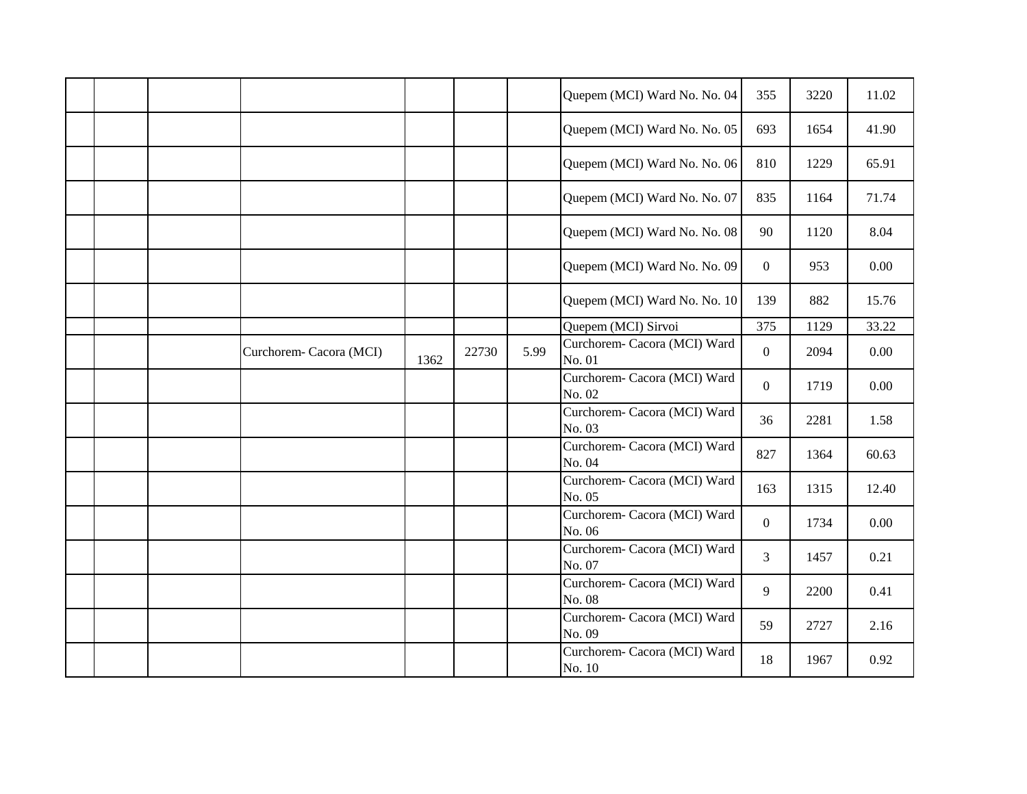| | | | | | | | | | | |
|---|---|---|---|---|---|---|---|---|---|---|
| | | | | | | | Quepem (MCI) Ward No. No. 04 | 355 | 3220 | 11.02 |
| | | | | | | | Quepem (MCI) Ward No. No. 05 | 693 | 1654 | 41.90 |
| | | | | | | | Quepem (MCI) Ward No. No. 06 | 810 | 1229 | 65.91 |
| | | | | | | | Quepem (MCI) Ward No. No. 07 | 835 | 1164 | 71.74 |
| | | | | | | | Quepem (MCI) Ward No. No. 08 | 90 | 1120 | 8.04 |
| | | | | | | | Quepem (MCI) Ward No. No. 09 | 0 | 953 | 0.00 |
| | | | | | | | Quepem (MCI) Ward No. No. 10 | 139 | 882 | 15.76 |
| | | | | | | | Quepem (MCI) Sirvoi | 375 | 1129 | 33.22 |
| | | | Curchorem- Cacora (MCI) | 1362 | 22730 | 5.99 | Curchorem- Cacora (MCI) Ward No. 01 | 0 | 2094 | 0.00 |
| | | | | | | | Curchorem- Cacora (MCI) Ward No. 02 | 0 | 1719 | 0.00 |
| | | | | | | | Curchorem- Cacora (MCI) Ward No. 03 | 36 | 2281 | 1.58 |
| | | | | | | | Curchorem- Cacora (MCI) Ward No. 04 | 827 | 1364 | 60.63 |
| | | | | | | | Curchorem- Cacora (MCI) Ward No. 05 | 163 | 1315 | 12.40 |
| | | | | | | | Curchorem- Cacora (MCI) Ward No. 06 | 0 | 1734 | 0.00 |
| | | | | | | | Curchorem- Cacora (MCI) Ward No. 07 | 3 | 1457 | 0.21 |
| | | | | | | | Curchorem- Cacora (MCI) Ward No. 08 | 9 | 2200 | 0.41 |
| | | | | | | | Curchorem- Cacora (MCI) Ward No. 09 | 59 | 2727 | 2.16 |
| | | | | | | | Curchorem- Cacora (MCI) Ward No. 10 | 18 | 1967 | 0.92 |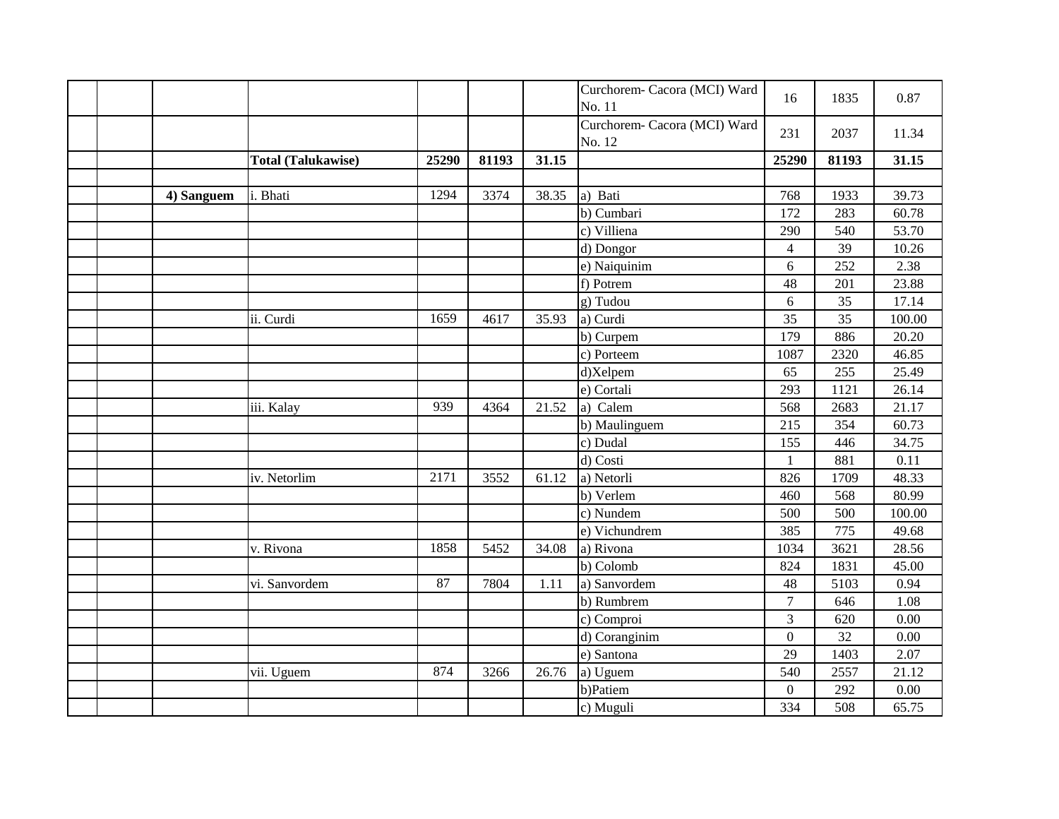| | | | | | | | | | |
|---|---|---|---|---|---|---|---|---|---|
| | | | | | | Curchorem- Cacora (MCI) Ward No. 11 | 16 | 1835 | 0.87 |
| | | | | | | Curchorem- Cacora (MCI) Ward No. 12 | 231 | 2037 | 11.34 |
| | | **Total (Talukawise)** | **25290** | **81193** | **31.15** | | **25290** | **81193** | **31.15** |
| | | | | | | | | | |
| | **4) Sanguem** | i. Bhati | 1294 | 3374 | 38.35 | a) Bati | 768 | 1933 | 39.73 |
| | | | | | | b) Cumbari | 172 | 283 | 60.78 |
| | | | | | | c) Villiena | 290 | 540 | 53.70 |
| | | | | | | d) Dongor | 4 | 39 | 10.26 |
| | | | | | | e) Naiquinim | 6 | 252 | 2.38 |
| | | | | | | f) Potrem | 48 | 201 | 23.88 |
| | | | | | | g) Tudou | 6 | 35 | 17.14 |
| | | ii. Curdi | 1659 | 4617 | 35.93 | a) Curdi | 35 | 35 | 100.00 |
| | | | | | | b) Curpem | 179 | 886 | 20.20 |
| | | | | | | c) Porteem | 1087 | 2320 | 46.85 |
| | | | | | | d)Xelpem | 65 | 255 | 25.49 |
| | | | | | | e) Cortali | 293 | 1121 | 26.14 |
| | | iii. Kalay | 939 | 4364 | 21.52 | a) Calem | 568 | 2683 | 21.17 |
| | | | | | | b) Maulinguem | 215 | 354 | 60.73 |
| | | | | | | c) Dudal | 155 | 446 | 34.75 |
| | | | | | | d) Costi | 1 | 881 | 0.11 |
| | | iv. Netorlim | 2171 | 3552 | 61.12 | a) Netorli | 826 | 1709 | 48.33 |
| | | | | | | b) Verlem | 460 | 568 | 80.99 |
| | | | | | | c) Nundem | 500 | 500 | 100.00 |
| | | | | | | e) Vichundrem | 385 | 775 | 49.68 |
| | | v. Rivona | 1858 | 5452 | 34.08 | a) Rivona | 1034 | 3621 | 28.56 |
| | | | | | | b) Colomb | 824 | 1831 | 45.00 |
| | | vi. Sanvordem | 87 | 7804 | 1.11 | a) Sanvordem | 48 | 5103 | 0.94 |
| | | | | | | b) Rumbrem | 7 | 646 | 1.08 |
| | | | | | | c) Comproi | 3 | 620 | 0.00 |
| | | | | | | d) Coranginim | 0 | 32 | 0.00 |
| | | | | | | e) Santona | 29 | 1403 | 2.07 |
| | | vii. Uguem | 874 | 3266 | 26.76 | a) Uguem | 540 | 2557 | 21.12 |
| | | | | | | b)Patiem | 0 | 292 | 0.00 |
| | | | | | | c) Muguli | 334 | 508 | 65.75 |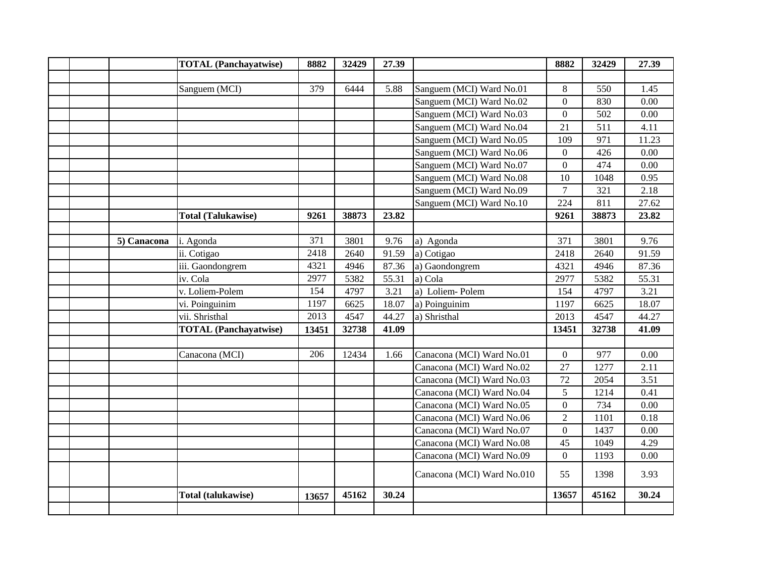| | | | | | | | | | |
|---|---|---|---|---|---|---|---|---|---|
| | | **TOTAL (Panchayatwise)** | **8882** | **32429** | **27.39** | | **8882** | **32429** | **27.39** |
| | | | | | | | | | |
| | | Sanguem (MCI) | 379 | 6444 | 5.88 | Sanguem (MCI) Ward No.01 | 8 | 550 | 1.45 |
| | | | | | | Sanguem (MCI) Ward No.02 | 0 | 830 | 0.00 |
| | | | | | | Sanguem (MCI) Ward No.03 | 0 | 502 | 0.00 |
| | | | | | | Sanguem (MCI) Ward No.04 | 21 | 511 | 4.11 |
| | | | | | | Sanguem (MCI) Ward No.05 | 109 | 971 | 11.23 |
| | | | | | | Sanguem (MCI) Ward No.06 | 0 | 426 | 0.00 |
| | | | | | | Sanguem (MCI) Ward No.07 | 0 | 474 | 0.00 |
| | | | | | | Sanguem (MCI) Ward No.08 | 10 | 1048 | 0.95 |
| | | | | | | Sanguem (MCI) Ward No.09 | 7 | 321 | 2.18 |
| | | | | | | Sanguem (MCI) Ward No.10 | 224 | 811 | 27.62 |
| | | **Total (Talukawise)** | **9261** | **38873** | **23.82** | | **9261** | **38873** | **23.82** |
| | | | | | | | | | |
| | **5) Canacona** | i. Agonda | 371 | 3801 | 9.76 | a) Agonda | 371 | 3801 | 9.76 |
| | | ii. Cotigao | 2418 | 2640 | 91.59 | a) Cotigao | 2418 | 2640 | 91.59 |
| | | iii. Gaondongrem | 4321 | 4946 | 87.36 | a) Gaondongrem | 4321 | 4946 | 87.36 |
| | | iv. Cola | 2977 | 5382 | 55.31 | a) Cola | 2977 | 5382 | 55.31 |
| | | v. Loliem-Polem | 154 | 4797 | 3.21 | a) Loliem- Polem | 154 | 4797 | 3.21 |
| | | vi. Poinguinim | 1197 | 6625 | 18.07 | a) Poinguinim | 1197 | 6625 | 18.07 |
| | | vii. Shristhal | 2013 | 4547 | 44.27 | a) Shristhal | 2013 | 4547 | 44.27 |
| | | **TOTAL (Panchayatwise)** | **13451** | **32738** | **41.09** | | **13451** | **32738** | **41.09** |
| | | | | | | | | | |
| | | Canacona (MCI) | 206 | 12434 | 1.66 | Canacona (MCI) Ward No.01 | 0 | 977 | 0.00 |
| | | | | | | Canacona (MCI) Ward No.02 | 27 | 1277 | 2.11 |
| | | | | | | Canacona (MCI) Ward No.03 | 72 | 2054 | 3.51 |
| | | | | | | Canacona (MCI) Ward No.04 | 5 | 1214 | 0.41 |
| | | | | | | Canacona (MCI) Ward No.05 | 0 | 734 | 0.00 |
| | | | | | | Canacona (MCI) Ward No.06 | 2 | 1101 | 0.18 |
| | | | | | | Canacona (MCI) Ward No.07 | 0 | 1437 | 0.00 |
| | | | | | | Canacona (MCI) Ward No.08 | 45 | 1049 | 4.29 |
| | | | | | | Canacona (MCI) Ward No.09 | 0 | 1193 | 0.00 |
| | | | | | | Canacona (MCI) Ward No.010 | 55 | 1398 | 3.93 |
| | | **Total (talukawise)** | **13657** | **45162** | **30.24** | | **13657** | **45162** | **30.24** |
| | | | | | | | | | |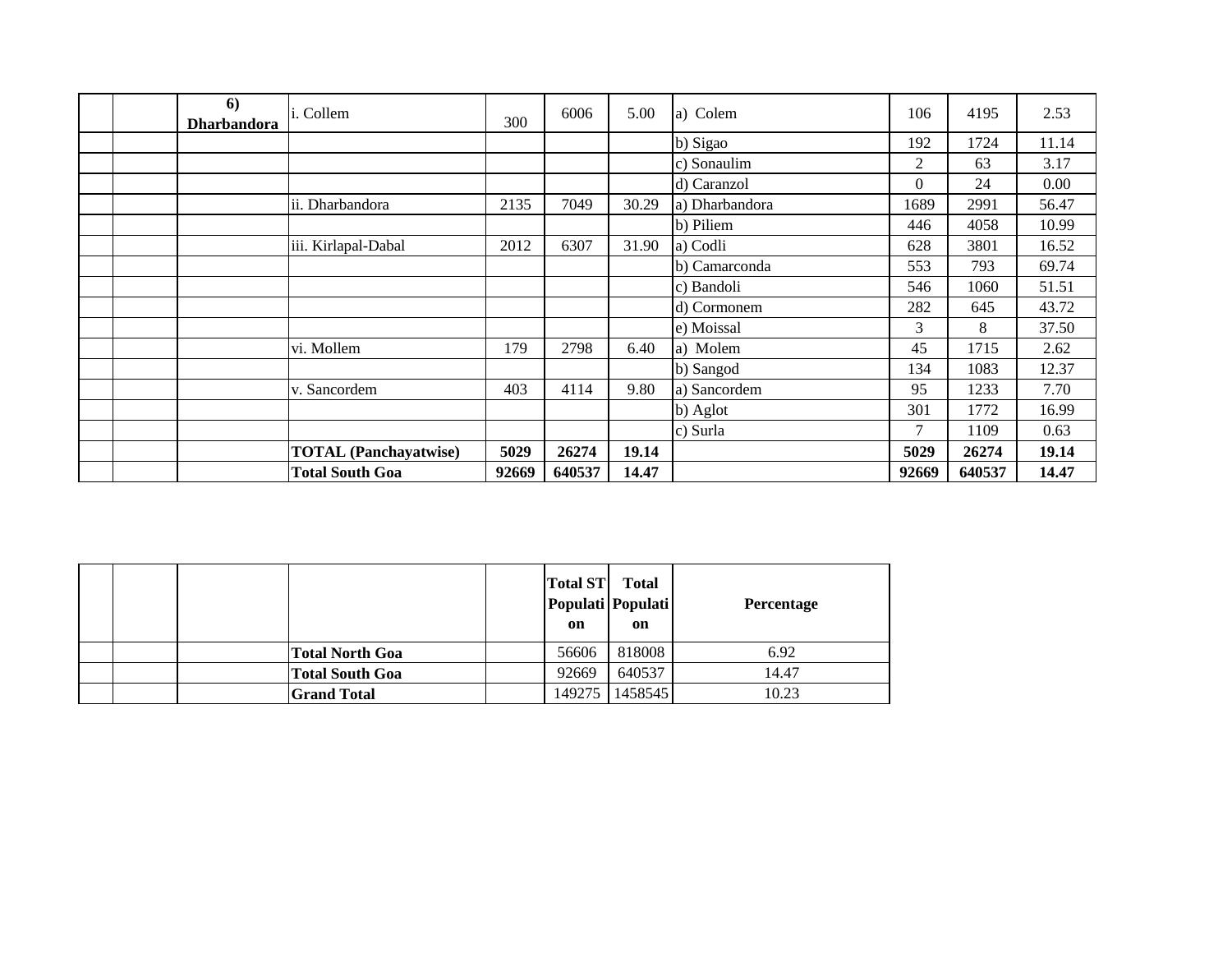| | | | | | | | | | | |
|---|---|---|---|---|---|---|---|---|---|---|
| | | **6) Dharbandora** | i. Collem | 300 | 6006 | 5.00 | a) Colem | 106 | 4195 | 2.53 |
| | | | | | | | b) Sigao | 192 | 1724 | 11.14 |
| | | | | | | | c) Sonaulim | 2 | 63 | 3.17 |
| | | | | | | | d) Caranzol | 0 | 24 | 0.00 |
| | | | ii. Dharbandora | 2135 | 7049 | 30.29 | a) Dharbandora | 1689 | 2991 | 56.47 |
| | | | | | | | b) Piliem | 446 | 4058 | 10.99 |
| | | | iii. Kirlapal-Dabal | 2012 | 6307 | 31.90 | a) Codli | 628 | 3801 | 16.52 |
| | | | | | | | b) Camarconda | 553 | 793 | 69.74 |
| | | | | | | | c) Bandoli | 546 | 1060 | 51.51 |
| | | | | | | | d) Cormonem | 282 | 645 | 43.72 |
| | | | | | | | e) Moissal | 3 | 8 | 37.50 |
| | | | vi. Mollem | 179 | 2798 | 6.40 | a) Molem | 45 | 1715 | 2.62 |
| | | | | | | | b) Sangod | 134 | 1083 | 12.37 |
| | | | v. Sancordem | 403 | 4114 | 9.80 | a) Sancordem | 95 | 1233 | 7.70 |
| | | | | | | | b) Aglot | 301 | 1772 | 16.99 |
| | | | | | | | c) Surla | 7 | 1109 | 0.63 |
| | | | **TOTAL (Panchayatwise)** | **5029** | **26274** | **19.14** | | **5029** | **26274** | **19.14** |
| | | | **Total South Goa** | **92669** | **640537** | **14.47** | | **92669** | **640537** | **14.47** |

| | | | | | **Total ST Population** | **Total Population** | **Percentage** |
|---|---|---|---|---|---|---|---|
| | | | **Total North Goa** | | 56606 | 818008 | 6.92 |
| | | | **Total South Goa** | | 92669 | 640537 | 14.47 |
| | | | **Grand Total** | | 149275 | 1458545 | 10.23 |